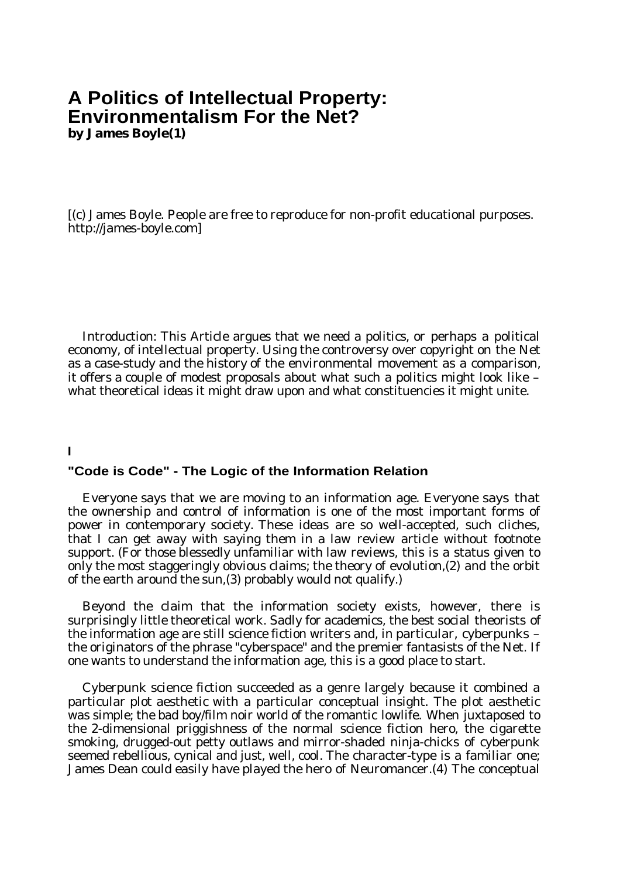# A Politics of Intellectual Property: Environmentalism For the Net?

**by James Boyle(1)**

[(c) James Boyle. People are free to reproduce for non-profit educational purposes. http://james-boyle.com]

Introduction: This Article argues that we need a politics, or perhaps a political economy, of intellectual property. Using the controversy over copyright on the Net as a case-study and the history of the environmental movement as a comparison, it offers a couple of modest proposals about what such a politics might look like – what theoretical ideas it might draw upon and what constituencies it might unite.

## I

### "Code is Code" - The Logic of the Information Relation

Everyone says that we are moving to an information age. Everyone says that the ownership and control of information is one of the most important forms of power in contemporary society. These ideas are so well-accepted, such cliches, that I can get away with saying them in a law review article without footnote support. (For those blessedly unfamiliar with law reviews, this is a status given to only the most staggeringly obvious claims; the theory of evolution,(2) and the orbit of the earth around the sun,(3) probably would not qualify.)

Beyond the claim that the information society exists, however, there is surprisingly little theoretical work. Sadly for academics, the best social theorists of the information age are still science fiction writers and, in particular, cyberpunks – the originators of the phrase "cyberspace" and the premier fantasists of the Net. If one wants to understand the information age, this is a good place to start.

Cyberpunk science fiction succeeded as a genre largely because it combined a particular plot aesthetic with a particular conceptual insight. The plot aesthetic was simple; the bad boy/film noir world of the romantic lowlife. When juxtaposed to the 2-dimensional priggishness of the normal science fiction hero, the cigarette smoking, drugged-out petty outlaws and mirror-shaded ninja-chicks of cyberpunk seemed rebellious, cynical and just, well, cool. The character-type is a familiar one; James Dean could easily have played the hero of Neuromancer.(4) The conceptual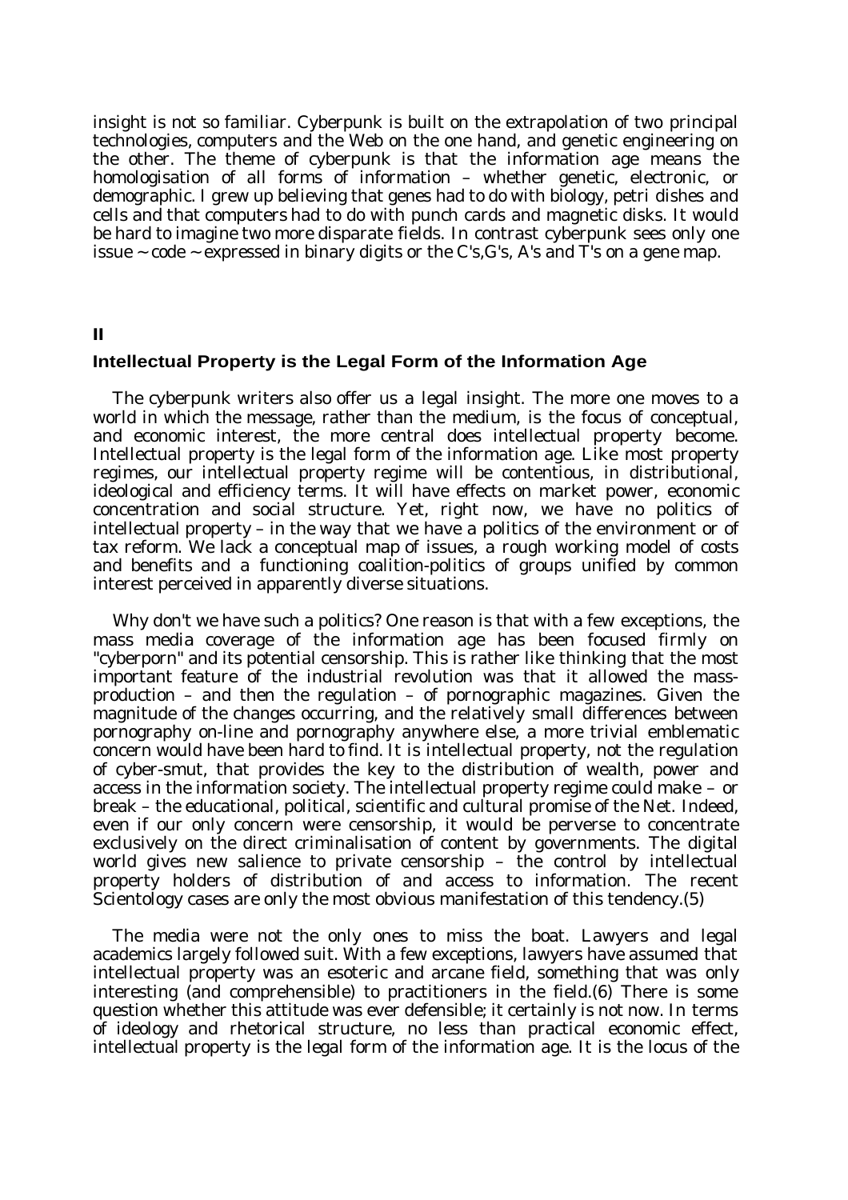insight is not so familiar. Cyberpunk is built on the extrapolation of two principal technologies, computers and the Web on the one hand, and genetic engineering on the other. The theme of cyberpunk is that the information age means the homologisation of all forms of information – whether genetic, electronic, or demographic. I grew up believing that genes had to do with biology, petri dishes and cells and that computers had to do with punch cards and magnetic disks. It would be hard to imagine two more disparate fields. In contrast cyberpunk sees only one issue ~ code ~ expressed in binary digits or the C's,G's, A's and T's on a gene map.

## II

### Intellectual Property is the Legal Form of the Information Age

The cyberpunk writers also offer us a legal insight. The more one moves to a world in which the message, rather than the medium, is the focus of conceptual, and economic interest, the more central does intellectual property become. Intellectual property is the legal form of the information age. Like most property regimes, our intellectual property regime will be contentious, in distributional, ideological and efficiency terms. It will have effects on market power, economic concentration and social structure. Yet, right now, we have no politics of intellectual property – in the way that we have a politics of the environment or of tax reform. We lack a conceptual map of issues, a rough working model of costs and benefits and a functioning coalition-politics of groups unified by common interest perceived in apparently diverse situations.

Why don't we have such a politics? One reason is that with a few exceptions, the mass media coverage of the information age has been focused firmly on "cyberporn" and its potential censorship. This is rather like thinking that the most important feature of the industrial revolution was that it allowed the mass-production – and then the regulation – of pornographic magazines. Given the magnitude of the changes occurring, and the relatively small differences between pornography on-line and pornography anywhere else, a more trivial emblematic concern would have been hard to find. It is intellectual property, not the regulation of cyber-smut, that provides the key to the distribution of wealth, power and access in the information society. The intellectual property regime could make – or break – the educational, political, scientific and cultural promise of the Net. Indeed, even if our only concern were censorship, it would be perverse to concentrate exclusively on the direct criminalisation of content by governments. The digital world gives new salience to private censorship – the control by intellectual property holders of distribution of and access to information. The recent Scientology cases are only the most obvious manifestation of this tendency.(5)

The media were not the only ones to miss the boat. Lawyers and legal academics largely followed suit. With a few exceptions, lawyers have assumed that intellectual property was an esoteric and arcane field, something that was only interesting (and comprehensible) to practitioners in the field.(6) There is some question whether this attitude was ever defensible; it certainly is not now. In terms of ideology and rhetorical structure, no less than practical economic effect, intellectual property is the legal form of the information age. It is the locus of the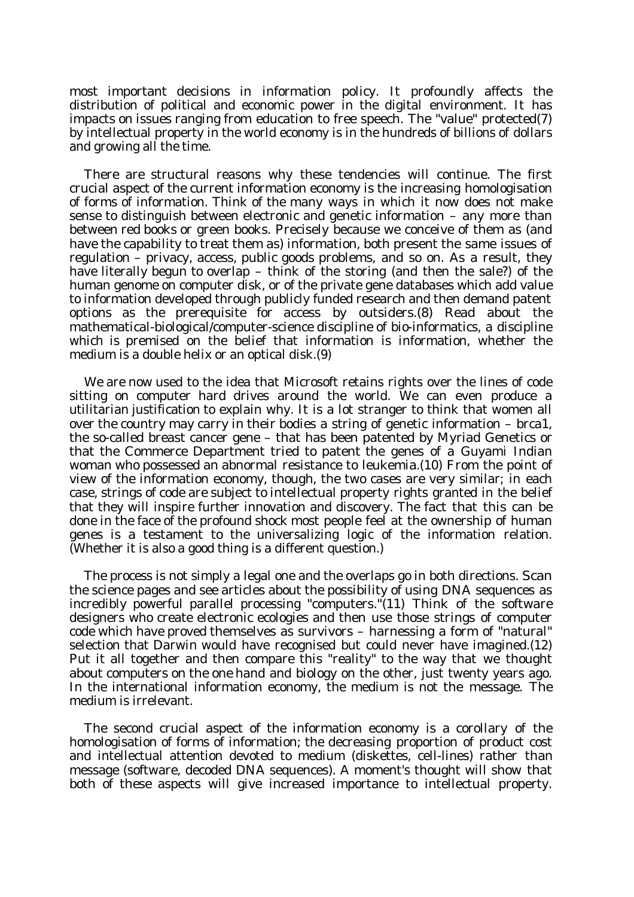most important decisions in information policy. It profoundly affects the distribution of political and economic power in the digital environment. It has impacts on issues ranging from education to free speech. The "value" protected(7) by intellectual property in the world economy is in the hundreds of billions of dollars and growing all the time.

There are structural reasons why these tendencies will continue. The first crucial aspect of the current information economy is the increasing homologisation of forms of information. Think of the many ways in which it now does not make sense to distinguish between electronic and genetic information – any more than between red books or green books. Precisely because we conceive of them as (and have the capability to treat them as) information, both present the same issues of regulation – privacy, access, public goods problems, and so on. As a result, they have literally begun to overlap – think of the storing (and then the sale?) of the human genome on computer disk, or of the private gene databases which add value to information developed through publicly funded research and then demand patent options as the prerequisite for access by outsiders.(8) Read about the mathematical-biological/computer-science discipline of bio-informatics, a discipline which is premised on the belief that information is information, whether the medium is a double helix or an optical disk.(9)

We are now used to the idea that Microsoft retains rights over the lines of code sitting on computer hard drives around the world. We can even produce a utilitarian justification to explain why. It is a lot stranger to think that women all over the country may carry in their bodies a string of genetic information – brca1, the so-called breast cancer gene – that has been patented by Myriad Genetics or that the Commerce Department tried to patent the genes of a Guyami Indian woman who possessed an abnormal resistance to leukemia.(10) From the point of view of the information economy, though, the two cases are very similar; in each case, strings of code are subject to intellectual property rights granted in the belief that they will inspire further innovation and discovery. The fact that this can be done in the face of the profound shock most people feel at the ownership of human genes is a testament to the universalizing logic of the information relation. (Whether it is also a good thing is a different question.)

The process is not simply a legal one and the overlaps go in both directions. Scan the science pages and see articles about the possibility of using DNA sequences as incredibly powerful parallel processing "computers."(11) Think of the software designers who create electronic ecologies and then use those strings of computer code which have proved themselves as survivors – harnessing a form of "natural" selection that Darwin would have recognised but could never have imagined.(12) Put it all together and then compare this "reality" to the way that we thought about computers on the one hand and biology on the other, just twenty years ago. In the international information economy, the medium is not the message. The medium is irrelevant.

The second crucial aspect of the information economy is a corollary of the homologisation of forms of information; the decreasing proportion of product cost and intellectual attention devoted to medium (diskettes, cell-lines) rather than message (software, decoded DNA sequences). A moment's thought will show that both of these aspects will give increased importance to intellectual property.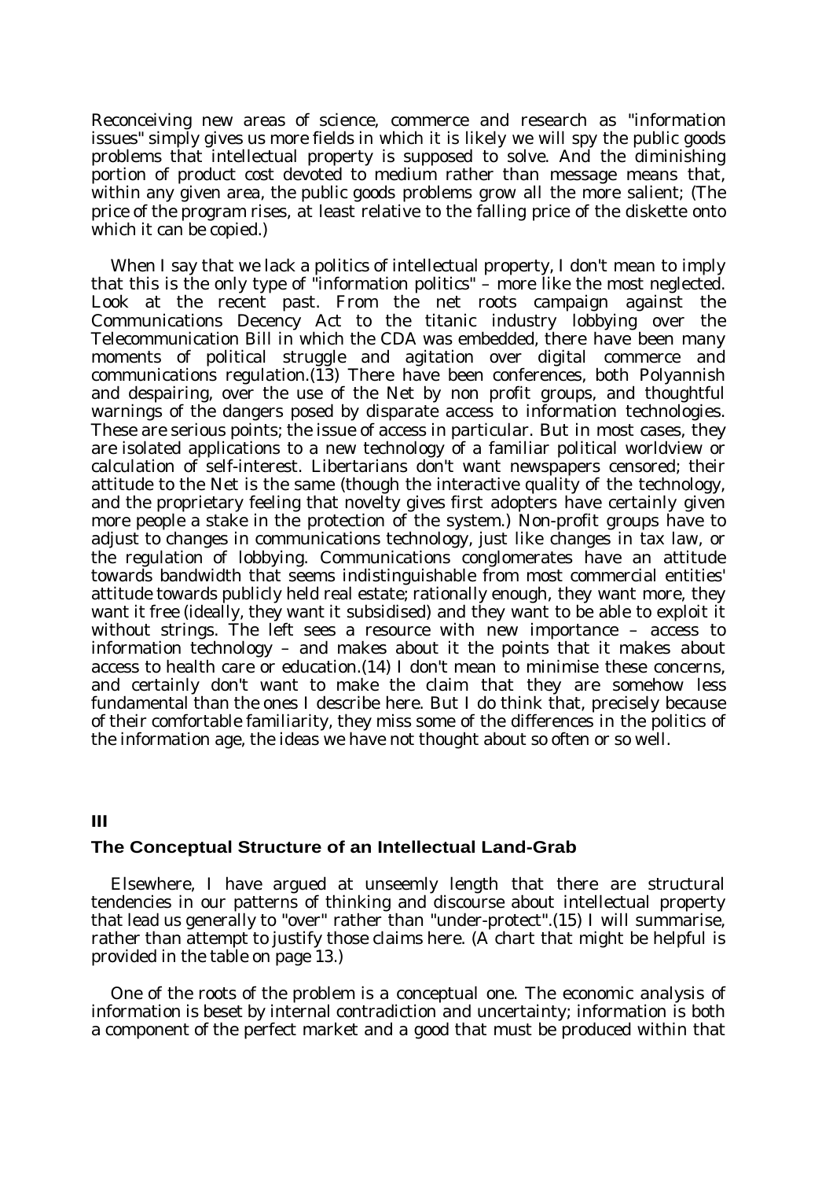Reconceiving new areas of science, commerce and research as "information issues" simply gives us more fields in which it is likely we will spy the public goods problems that intellectual property is supposed to solve. And the diminishing portion of product cost devoted to medium rather than message means that, within any given area, the public goods problems grow all the more salient; (The price of the program rises, at least relative to the falling price of the diskette onto which it can be copied.)

When I say that we lack a politics of intellectual property, I don't mean to imply that this is the only type of "information politics" – more like the most neglected. Look at the recent past. From the net roots campaign against the Communications Decency Act to the titanic industry lobbying over the Telecommunication Bill in which the CDA was embedded, there have been many moments of political struggle and agitation over digital commerce and communications regulation.(13) There have been conferences, both Polyannish and despairing, over the use of the Net by non profit groups, and thoughtful warnings of the dangers posed by disparate access to information technologies. These are serious points; the issue of access in particular. But in most cases, they are isolated applications to a new technology of a familiar political worldview or calculation of self-interest. Libertarians don't want newspapers censored; their attitude to the Net is the same (though the interactive quality of the technology, and the proprietary feeling that novelty gives first adopters have certainly given more people a stake in the protection of the system.) Non-profit groups have to adjust to changes in communications technology, just like changes in tax law, or the regulation of lobbying. Communications conglomerates have an attitude towards bandwidth that seems indistinguishable from most commercial entities' attitude towards publicly held real estate; rationally enough, they want more, they want it free (ideally, they want it subsidised) and they want to be able to exploit it without strings. The left sees a resource with new importance – access to information technology – and makes about it the points that it makes about access to health care or education.(14) I don't mean to minimise these concerns, and certainly don't want to make the claim that they are somehow less fundamental than the ones I describe here. But I do think that, precisely because of their comfortable familiarity, they miss some of the differences in the politics of the information age, the ideas we have not thought about so often or so well.

## III

## The Conceptual Structure of an Intellectual Land-Grab

Elsewhere, I have argued at unseemly length that there are structural tendencies in our patterns of thinking and discourse about intellectual property that lead us generally to "over" rather than "under-protect".(15) I will summarise, rather than attempt to justify those claims here. (A chart that might be helpful is provided in the table on page 13.)

One of the roots of the problem is a conceptual one. The economic analysis of information is beset by internal contradiction and uncertainty; information is both a component of the perfect market and a good that must be produced within that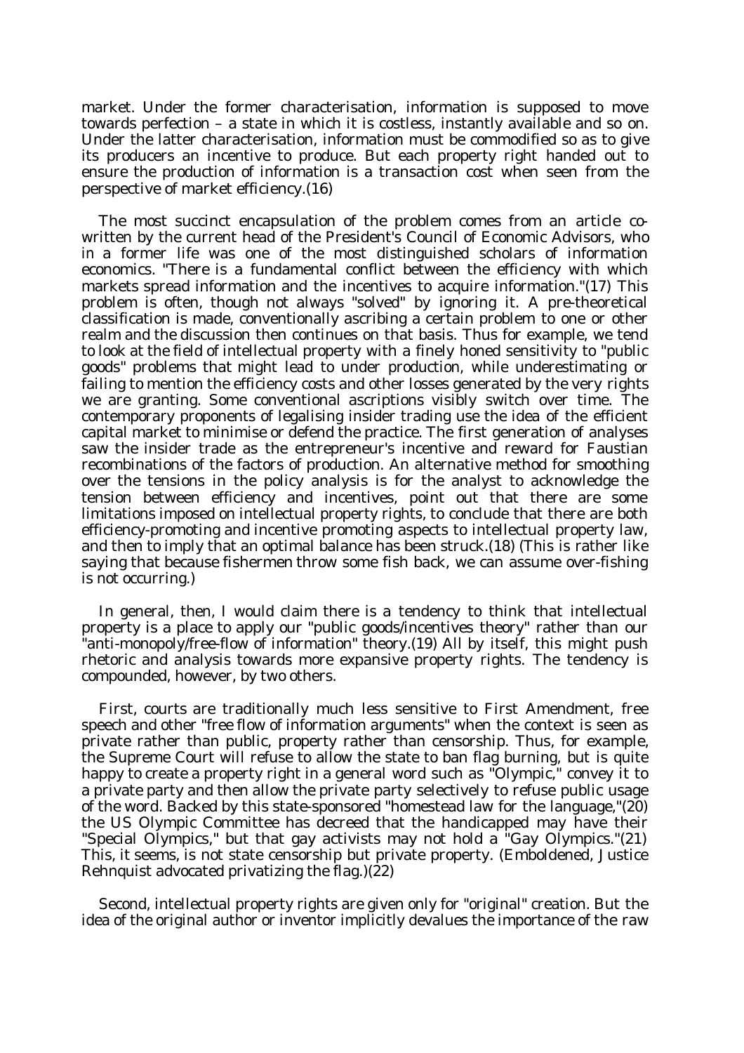market. Under the former characterisation, information is supposed to move towards perfection – a state in which it is costless, instantly available and so on. Under the latter characterisation, information must be commodified so as to give its producers an incentive to produce. But each property right handed out to ensure the production of information is a transaction cost when seen from the perspective of market efficiency.(16)

The most succinct encapsulation of the problem comes from an article co-written by the current head of the President's Council of Economic Advisors, who in a former life was one of the most distinguished scholars of information economics. "There is a fundamental conflict between the efficiency with which markets spread information and the incentives to acquire information."(17) This problem is often, though not always "solved" by ignoring it. A pre-theoretical classification is made, conventionally ascribing a certain problem to one or other realm and the discussion then continues on that basis. Thus for example, we tend to look at the field of intellectual property with a finely honed sensitivity to "public goods" problems that might lead to under production, while underestimating or failing to mention the efficiency costs and other losses generated by the very rights we are granting. Some conventional ascriptions visibly switch over time. The contemporary proponents of legalising insider trading use the idea of the efficient capital market to minimise or defend the practice. The first generation of analyses saw the insider trade as the entrepreneur's incentive and reward for Faustian recombinations of the factors of production. An alternative method for smoothing over the tensions in the policy analysis is for the analyst to acknowledge the tension between efficiency and incentives, point out that there are some limitations imposed on intellectual property rights, to conclude that there are both efficiency-promoting and incentive promoting aspects to intellectual property law, and then to imply that an optimal balance has been struck.(18) (This is rather like saying that because fishermen throw some fish back, we can assume over-fishing is not occurring.)

In general, then, I would claim there is a tendency to think that intellectual property is a place to apply our "public goods/incentives theory" rather than our "anti-monopoly/free-flow of information" theory.(19) All by itself, this might push rhetoric and analysis towards more expansive property rights. The tendency is compounded, however, by two others.

First, courts are traditionally much less sensitive to First Amendment, free speech and other "free flow of information arguments" when the context is seen as private rather than public, property rather than censorship. Thus, for example, the Supreme Court will refuse to allow the state to ban flag burning, but is quite happy to create a property right in a general word such as "Olympic," convey it to a private party and then allow the private party selectively to refuse public usage of the word. Backed by this state-sponsored "homestead law for the language,"(20) the US Olympic Committee has decreed that the handicapped may have their "Special Olympics," but that gay activists may not hold a "Gay Olympics."(21) This, it seems, is not state censorship but private property. (Emboldened, Justice Rehnquist advocated privatizing the flag.)(22)

Second, intellectual property rights are given only for "original" creation. But the idea of the original author or inventor implicitly devalues the importance of the raw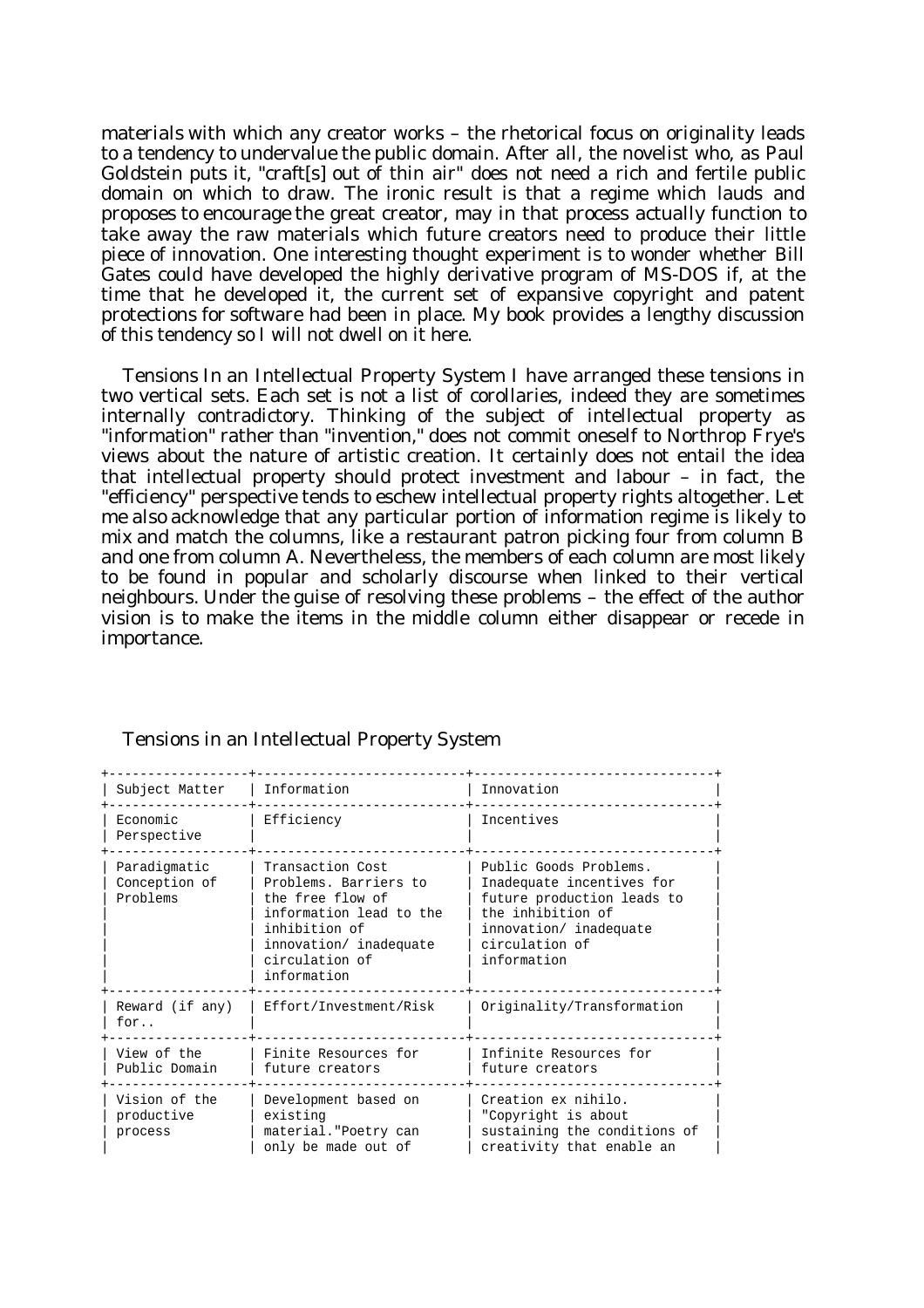materials with which any creator works – the rhetorical focus on originality leads to a tendency to undervalue the public domain. After all, the novelist who, as Paul Goldstein puts it, "craft[s] out of thin air" does not need a rich and fertile public domain on which to draw. The ironic result is that a regime which lauds and proposes to encourage the great creator, may in that process actually function to take away the raw materials which future creators need to produce their little piece of innovation. One interesting thought experiment is to wonder whether Bill Gates could have developed the highly derivative program of MS-DOS if, at the time that he developed it, the current set of expansive copyright and patent protections for software had been in place. My book provides a lengthy discussion of this tendency so I will not dwell on it here.

Tensions In an Intellectual Property System I have arranged these tensions in two vertical sets. Each set is not a list of corollaries, indeed they are sometimes internally contradictory. Thinking of the subject of intellectual property as "information" rather than "invention," does not commit oneself to Northrop Frye's views about the nature of artistic creation. It certainly does not entail the idea that intellectual property should protect investment and labour – in fact, the "efficiency" perspective tends to eschew intellectual property rights altogether. Let me also acknowledge that any particular portion of information regime is likely to mix and match the columns, like a restaurant patron picking four from column B and one from column A. Nevertheless, the members of each column are most likely to be found in popular and scholarly discourse when linked to their vertical neighbours. Under the guise of resolving these problems – the effect of the author vision is to make the items in the middle column either disappear or recede in importance.

Tensions in an Intellectual Property System

| Subject Matter | Information | Innovation |
|---|---|---|
| Economic Perspective | Efficiency | Incentives |
| Paradigmatic Conception of Problems | Transaction Cost Problems. Barriers to the free flow of information lead to the inhibition of innovation/ inadequate circulation of information | Public Goods Problems. Inadequate incentives for future production leads to the inhibition of innovation/ inadequate circulation of information |
| Reward (if any) for.. | Effort/Investment/Risk | Originality/Transformation |
| View of the Public Domain | Finite Resources for future creators | Infinite Resources for future creators |
| Vision of the productive process | Development based on existing material."Poetry can only be made out of | Creation ex nihilo. "Copyright is about sustaining the conditions of creativity that enable an |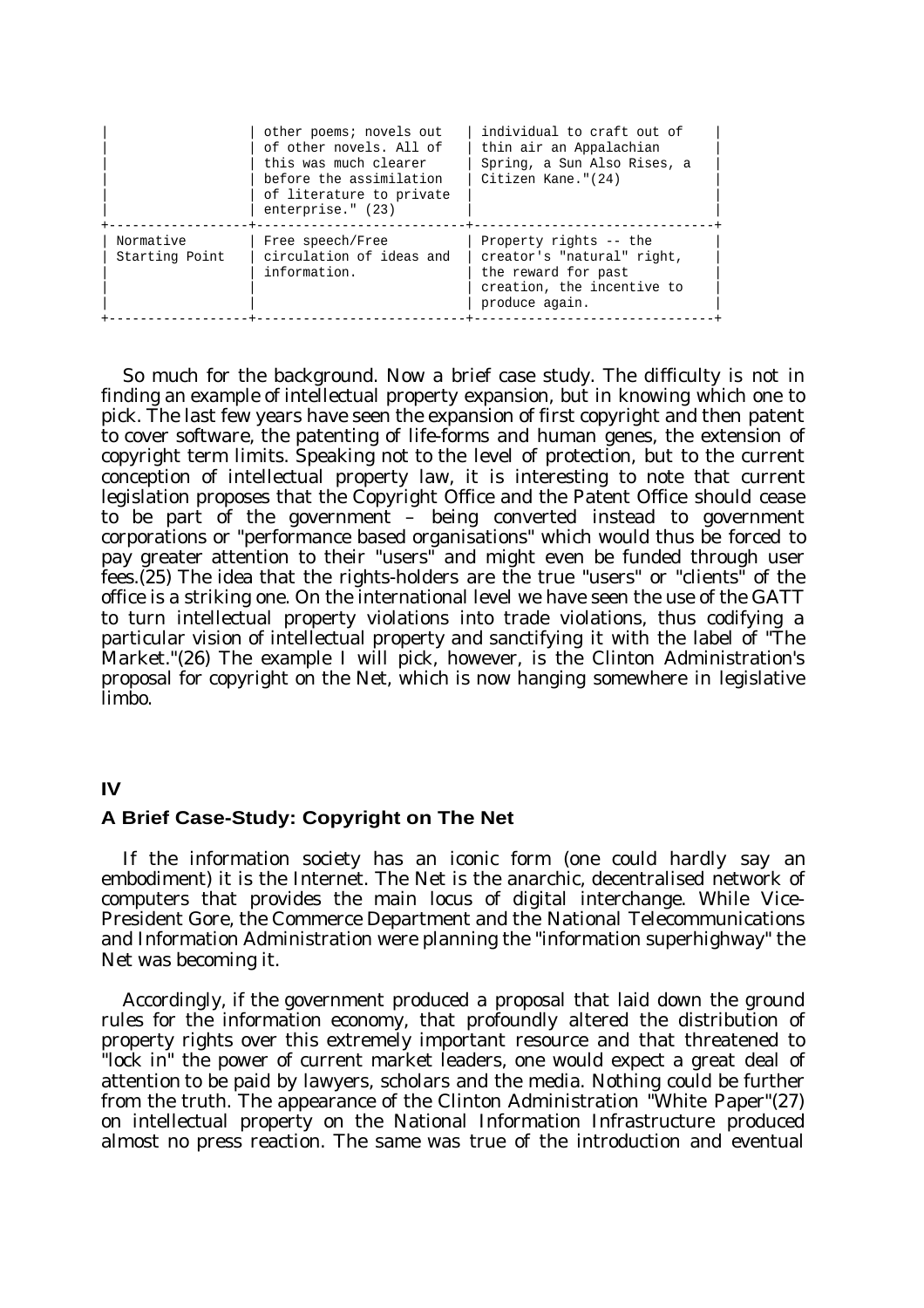| | | |
|---|---|---|
| | other poems; novels out of other novels. All of this was much clearer before the assimilation of literature to private enterprise." (23) | individual to craft out of thin air an Appalachian Spring, a Sun Also Rises, a Citizen Kane."(24) |
| Normative Starting Point | Free speech/Free circulation of ideas and information. | Property rights -- the creator's "natural" right, the reward for past creation, the incentive to produce again. |

So much for the background. Now a brief case study. The difficulty is not in finding an example of intellectual property expansion, but in knowing which one to pick. The last few years have seen the expansion of first copyright and then patent to cover software, the patenting of life-forms and human genes, the extension of copyright term limits. Speaking not to the level of protection, but to the current conception of intellectual property law, it is interesting to note that current legislation proposes that the Copyright Office and the Patent Office should cease to be part of the government – being converted instead to government corporations or "performance based organisations" which would thus be forced to pay greater attention to their "users" and might even be funded through user fees.(25) The idea that the rights-holders are the true "users" or "clients" of the office is a striking one. On the international level we have seen the use of the GATT to turn intellectual property violations into trade violations, thus codifying a particular vision of intellectual property and sanctifying it with the label of "The Market."(26) The example I will pick, however, is the Clinton Administration's proposal for copyright on the Net, which is now hanging somewhere in legislative limbo.

## IV

### A Brief Case-Study: Copyright on The Net

If the information society has an iconic form (one could hardly say an embodiment) it is the Internet. The Net is the anarchic, decentralised network of computers that provides the main locus of digital interchange. While Vice-President Gore, the Commerce Department and the National Telecommunications and Information Administration were planning the "information superhighway" the Net was becoming it.

Accordingly, if the government produced a proposal that laid down the ground rules for the information economy, that profoundly altered the distribution of property rights over this extremely important resource and that threatened to "lock in" the power of current market leaders, one would expect a great deal of attention to be paid by lawyers, scholars and the media. Nothing could be further from the truth. The appearance of the Clinton Administration "White Paper"(27) on intellectual property on the National Information Infrastructure produced almost no press reaction. The same was true of the introduction and eventual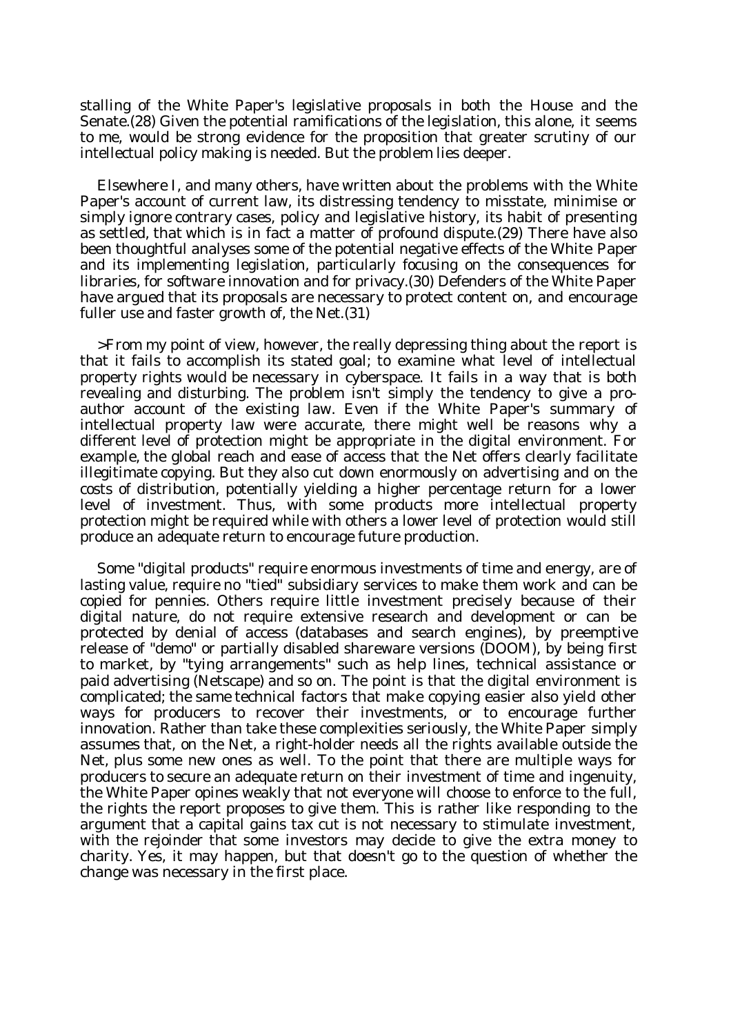stalling of the White Paper's legislative proposals in both the House and the Senate.(28) Given the potential ramifications of the legislation, this alone, it seems to me, would be strong evidence for the proposition that greater scrutiny of our intellectual policy making is needed. But the problem lies deeper.

Elsewhere I, and many others, have written about the problems with the White Paper's account of current law, its distressing tendency to misstate, minimise or simply ignore contrary cases, policy and legislative history, its habit of presenting as settled, that which is in fact a matter of profound dispute.(29) There have also been thoughtful analyses some of the potential negative effects of the White Paper and its implementing legislation, particularly focusing on the consequences for libraries, for software innovation and for privacy.(30) Defenders of the White Paper have argued that its proposals are necessary to protect content on, and encourage fuller use and faster growth of, the Net.(31)

>From my point of view, however, the really depressing thing about the report is that it fails to accomplish its stated goal; to examine what level of intellectual property rights would be necessary in cyberspace. It fails in a way that is both revealing and disturbing. The problem isn't simply the tendency to give a pro-author account of the existing law. Even if the White Paper's summary of intellectual property law were accurate, there might well be reasons why a different level of protection might be appropriate in the digital environment. For example, the global reach and ease of access that the Net offers clearly facilitate illegitimate copying. But they also cut down enormously on advertising and on the costs of distribution, potentially yielding a higher percentage return for a lower level of investment. Thus, with some products more intellectual property protection might be required while with others a lower level of protection would still produce an adequate return to encourage future production.

Some "digital products" require enormous investments of time and energy, are of lasting value, require no "tied" subsidiary services to make them work and can be copied for pennies. Others require little investment precisely because of their digital nature, do not require extensive research and development or can be protected by denial of access (databases and search engines), by preemptive release of "demo" or partially disabled shareware versions (DOOM), by being first to market, by "tying arrangements" such as help lines, technical assistance or paid advertising (Netscape) and so on. The point is that the digital environment is complicated; the same technical factors that make copying easier also yield other ways for producers to recover their investments, or to encourage further innovation. Rather than take these complexities seriously, the White Paper simply assumes that, on the Net, a right-holder needs all the rights available outside the Net, plus some new ones as well. To the point that there are multiple ways for producers to secure an adequate return on their investment of time and ingenuity, the White Paper opines weakly that not everyone will choose to enforce to the full, the rights the report proposes to give them. This is rather like responding to the argument that a capital gains tax cut is not necessary to stimulate investment, with the rejoinder that some investors may decide to give the extra money to charity. Yes, it may happen, but that doesn't go to the question of whether the change was necessary in the first place.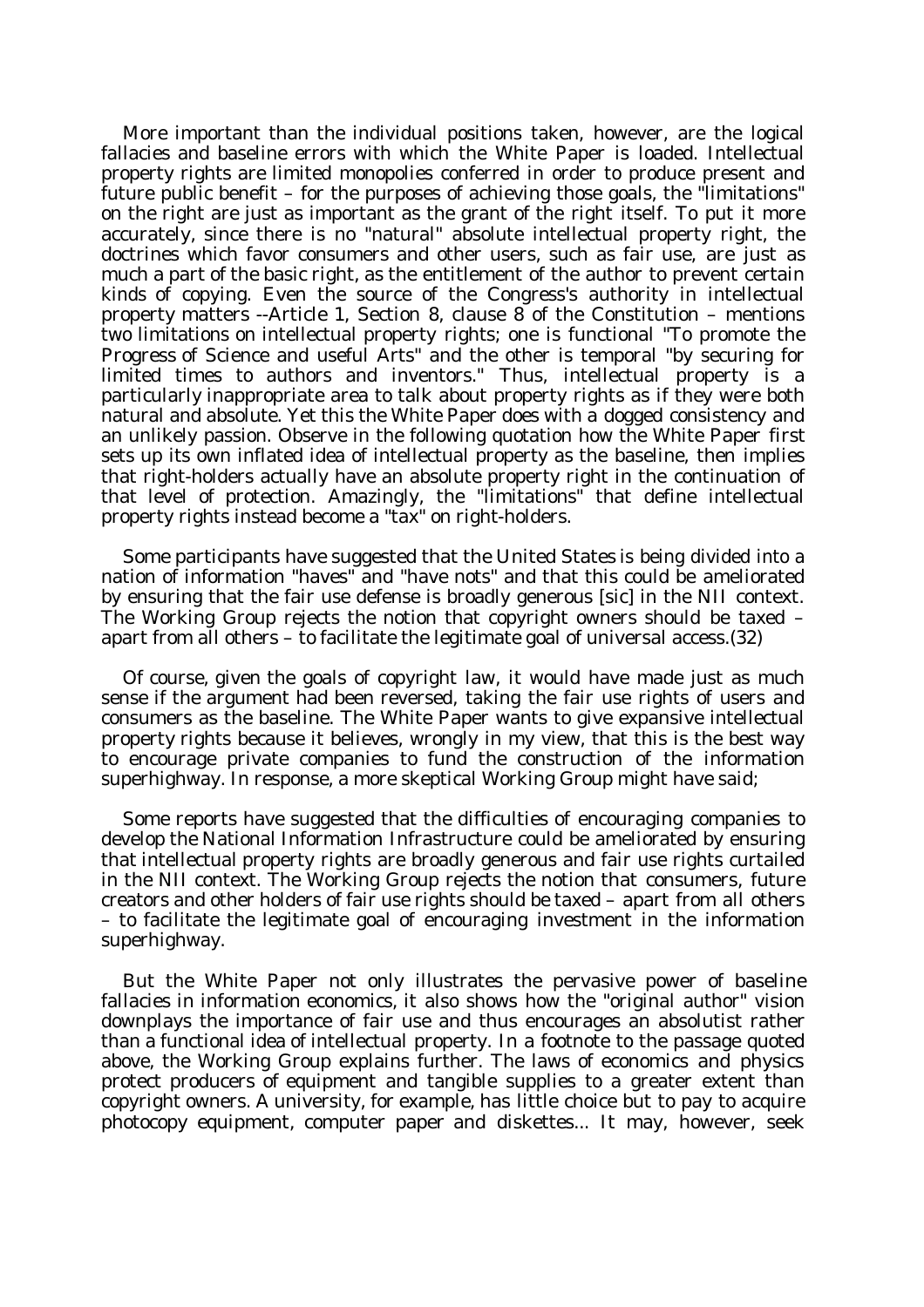More important than the individual positions taken, however, are the logical fallacies and baseline errors with which the White Paper is loaded. Intellectual property rights are limited monopolies conferred in order to produce present and future public benefit – for the purposes of achieving those goals, the "limitations" on the right are just as important as the grant of the right itself. To put it more accurately, since there is no "natural" absolute intellectual property right, the doctrines which favor consumers and other users, such as fair use, are just as much a part of the basic right, as the entitlement of the author to prevent certain kinds of copying. Even the source of the Congress's authority in intellectual property matters --Article 1, Section 8, clause 8 of the Constitution – mentions two limitations on intellectual property rights; one is functional "To promote the Progress of Science and useful Arts" and the other is temporal "by securing for limited times to authors and inventors." Thus, intellectual property is a particularly inappropriate area to talk about property rights as if they were both natural and absolute. Yet this the White Paper does with a dogged consistency and an unlikely passion. Observe in the following quotation how the White Paper first sets up its own inflated idea of intellectual property as the baseline, then implies that right-holders actually have an absolute property right in the continuation of that level of protection. Amazingly, the "limitations" that define intellectual property rights instead become a "tax" on right-holders.

> Some participants have suggested that the United States is being divided into a nation of information "haves" and "have nots" and that this could be ameliorated by ensuring that the fair use defense is broadly generous [sic] in the NII context. The Working Group rejects the notion that copyright owners should be taxed – apart from all others – to facilitate the legitimate goal of universal access.(32)

Of course, given the goals of copyright law, it would have made just as much sense if the argument had been reversed, taking the fair use rights of users and consumers as the baseline. The White Paper wants to give expansive intellectual property rights because it believes, wrongly in my view, that this is the best way to encourage private companies to fund the construction of the information superhighway. In response, a more skeptical Working Group might have said;

> Some reports have suggested that the difficulties of encouraging companies to develop the National Information Infrastructure could be ameliorated by ensuring that intellectual property rights are broadly generous and fair use rights curtailed in the NII context. The Working Group rejects the notion that consumers, future creators and other holders of fair use rights should be taxed – apart from all others – to facilitate the legitimate goal of encouraging investment in the information superhighway.

But the White Paper not only illustrates the pervasive power of baseline fallacies in information economics, it also shows how the "original author" vision downplays the importance of fair use and thus encourages an absolutist rather than a functional idea of intellectual property. In a footnote to the passage quoted above, the Working Group explains further. The laws of economics and physics protect producers of equipment and tangible supplies to a greater extent than copyright owners. A university, for example, has little choice but to pay to acquire photocopy equipment, computer paper and diskettes... It may, however, seek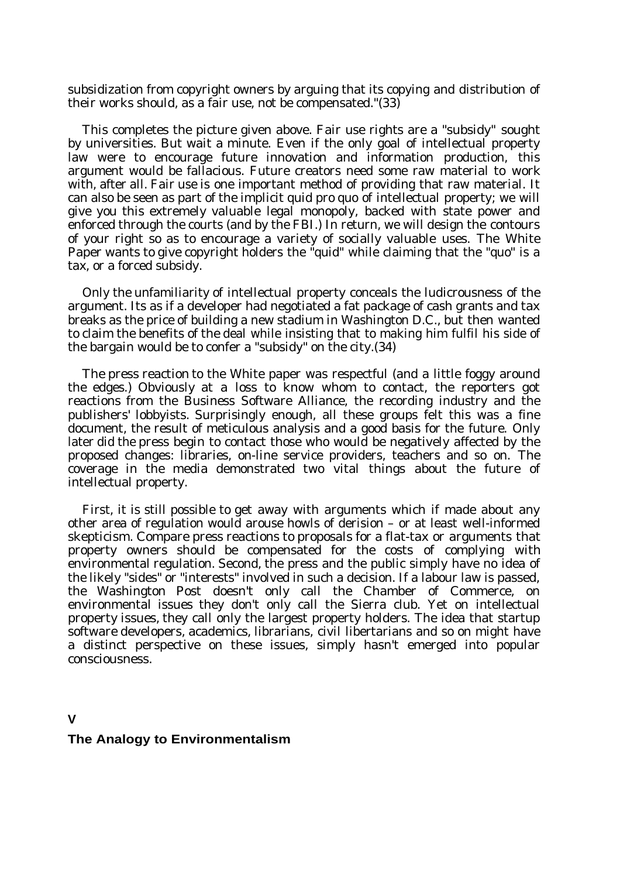subsidization from copyright owners by arguing that its copying and distribution of their works should, as a fair use, not be compensated."(33)

This completes the picture given above. Fair use rights are a "subsidy" sought by universities. But wait a minute. Even if the only goal of intellectual property law were to encourage future innovation and information production, this argument would be fallacious. Future creators need some raw material to work with, after all. Fair use is one important method of providing that raw material. It can also be seen as part of the implicit quid pro quo of intellectual property; we will give you this extremely valuable legal monopoly, backed with state power and enforced through the courts (and by the FBI.) In return, we will design the contours of your right so as to encourage a variety of socially valuable uses. The White Paper wants to give copyright holders the "quid" while claiming that the "quo" is a tax, or a forced subsidy.

Only the unfamiliarity of intellectual property conceals the ludicrousness of the argument. Its as if a developer had negotiated a fat package of cash grants and tax breaks as the price of building a new stadium in Washington D.C., but then wanted to claim the benefits of the deal while insisting that to making him fulfil his side of the bargain would be to confer a "subsidy" on the city.(34)

The press reaction to the White paper was respectful (and a little foggy around the edges.) Obviously at a loss to know whom to contact, the reporters got reactions from the Business Software Alliance, the recording industry and the publishers' lobbyists. Surprisingly enough, all these groups felt this was a fine document, the result of meticulous analysis and a good basis for the future. Only later did the press begin to contact those who would be negatively affected by the proposed changes: libraries, on-line service providers, teachers and so on. The coverage in the media demonstrated two vital things about the future of intellectual property.

First, it is still possible to get away with arguments which if made about any other area of regulation would arouse howls of derision – or at least well-informed skepticism. Compare press reactions to proposals for a flat-tax or arguments that property owners should be compensated for the costs of complying with environmental regulation. Second, the press and the public simply have no idea of the likely "sides" or "interests" involved in such a decision. If a labour law is passed, the Washington Post doesn't only call the Chamber of Commerce, on environmental issues they don't only call the Sierra club. Yet on intellectual property issues, they call only the largest property holders. The idea that startup software developers, academics, librarians, civil libertarians and so on might have a distinct perspective on these issues, simply hasn't emerged into popular consciousness.

## V

## The Analogy to Environmentalism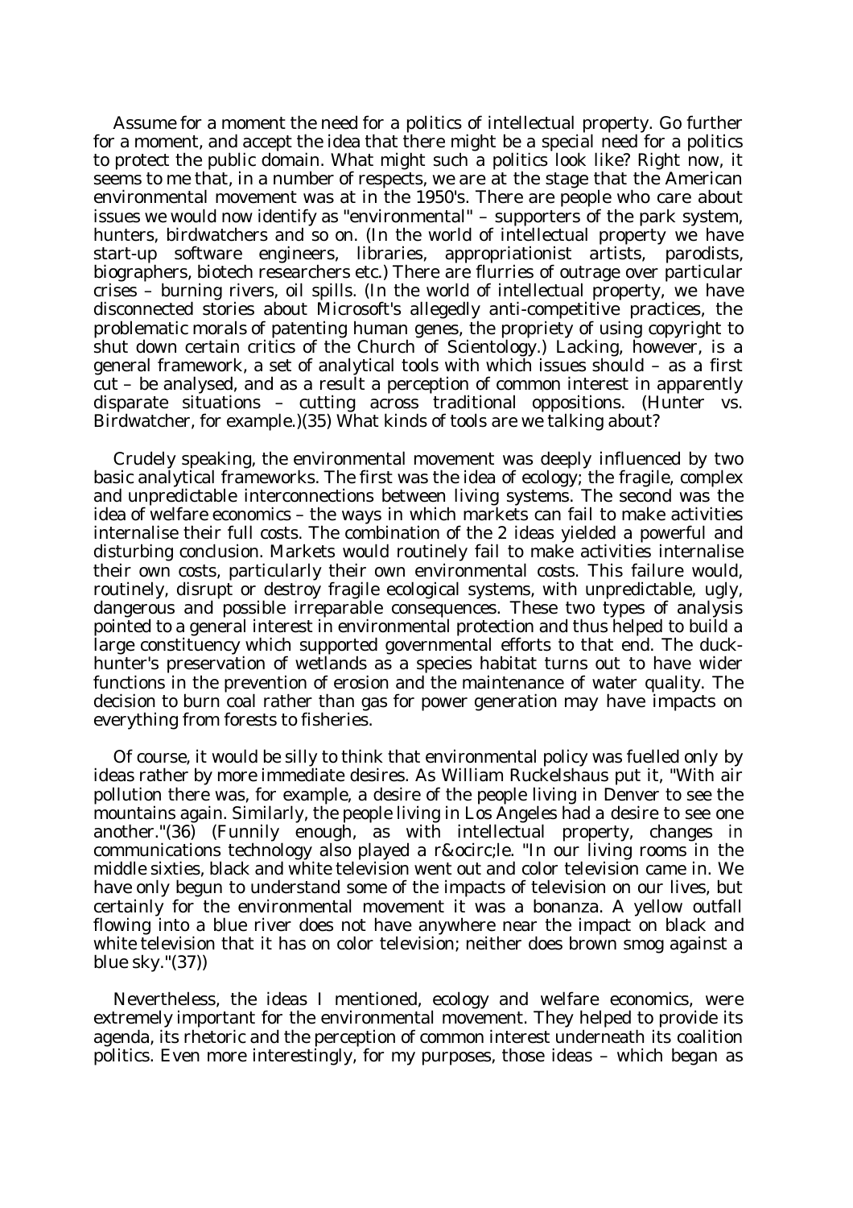Assume for a moment the need for a politics of intellectual property. Go further for a moment, and accept the idea that there might be a special need for a politics to protect the public domain. What might such a politics look like? Right now, it seems to me that, in a number of respects, we are at the stage that the American environmental movement was at in the 1950's. There are people who care about issues we would now identify as "environmental" – supporters of the park system, hunters, birdwatchers and so on. (In the world of intellectual property we have start-up software engineers, libraries, appropriationist artists, parodists, biographers, biotech researchers etc.) There are flurries of outrage over particular crises – burning rivers, oil spills. (In the world of intellectual property, we have disconnected stories about Microsoft's allegedly anti-competitive practices, the problematic morals of patenting human genes, the propriety of using copyright to shut down certain critics of the Church of Scientology.) Lacking, however, is a general framework, a set of analytical tools with which issues should – as a first cut – be analysed, and as a result a perception of common interest in apparently disparate situations – cutting across traditional oppositions. (Hunter vs. Birdwatcher, for example.)(35) What kinds of tools are we talking about?

Crudely speaking, the environmental movement was deeply influenced by two basic analytical frameworks. The first was the idea of ecology; the fragile, complex and unpredictable interconnections between living systems. The second was the idea of welfare economics – the ways in which markets can fail to make activities internalise their full costs. The combination of the 2 ideas yielded a powerful and disturbing conclusion. Markets would routinely fail to make activities internalise their own costs, particularly their own environmental costs. This failure would, routinely, disrupt or destroy fragile ecological systems, with unpredictable, ugly, dangerous and possible irreparable consequences. These two types of analysis pointed to a general interest in environmental protection and thus helped to build a large constituency which supported governmental efforts to that end. The duck-hunter's preservation of wetlands as a species habitat turns out to have wider functions in the prevention of erosion and the maintenance of water quality. The decision to burn coal rather than gas for power generation may have impacts on everything from forests to fisheries.

Of course, it would be silly to think that environmental policy was fuelled only by ideas rather by more immediate desires. As William Ruckelshaus put it, "With air pollution there was, for example, a desire of the people living in Denver to see the mountains again. Similarly, the people living in Los Angeles had a desire to see one another."(36) (Funnily enough, as with intellectual property, changes in communications technology also played a r&ocirc;le. "In our living rooms in the middle sixties, black and white television went out and color television came in. We have only begun to understand some of the impacts of television on our lives, but certainly for the environmental movement it was a bonanza. A yellow outfall flowing into a blue river does not have anywhere near the impact on black and white television that it has on color television; neither does brown smog against a blue sky."(37))

Nevertheless, the ideas I mentioned, ecology and welfare economics, were extremely important for the environmental movement. They helped to provide its agenda, its rhetoric and the perception of common interest underneath its coalition politics. Even more interestingly, for my purposes, those ideas – which began as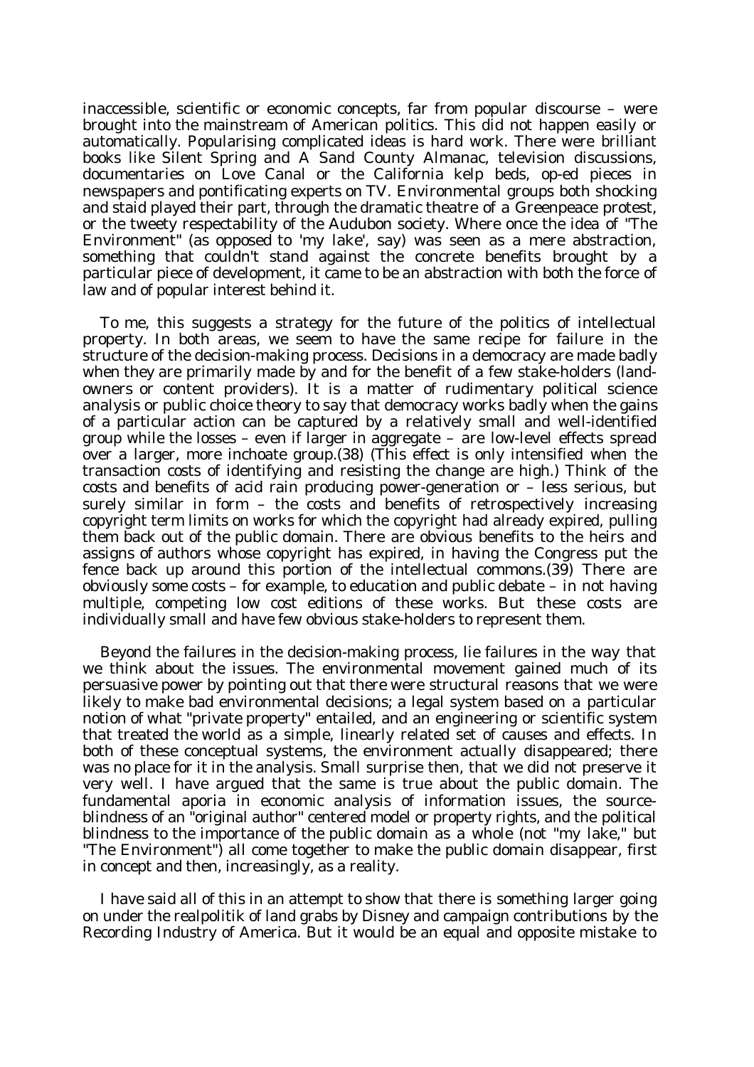inaccessible, scientific or economic concepts, far from popular discourse – were brought into the mainstream of American politics. This did not happen easily or automatically. Popularising complicated ideas is hard work. There were brilliant books like Silent Spring and A Sand County Almanac, television discussions, documentaries on Love Canal or the California kelp beds, op-ed pieces in newspapers and pontificating experts on TV. Environmental groups both shocking and staid played their part, through the dramatic theatre of a Greenpeace protest, or the tweety respectability of the Audubon society. Where once the idea of "The Environment" (as opposed to 'my lake', say) was seen as a mere abstraction, something that couldn't stand against the concrete benefits brought by a particular piece of development, it came to be an abstraction with both the force of law and of popular interest behind it.

To me, this suggests a strategy for the future of the politics of intellectual property. In both areas, we seem to have the same recipe for failure in the structure of the decision-making process. Decisions in a democracy are made badly when they are primarily made by and for the benefit of a few stake-holders (land-owners or content providers). It is a matter of rudimentary political science analysis or public choice theory to say that democracy works badly when the gains of a particular action can be captured by a relatively small and well-identified group while the losses – even if larger in aggregate – are low-level effects spread over a larger, more inchoate group.(38) (This effect is only intensified when the transaction costs of identifying and resisting the change are high.) Think of the costs and benefits of acid rain producing power-generation or – less serious, but surely similar in form – the costs and benefits of retrospectively increasing copyright term limits on works for which the copyright had already expired, pulling them back out of the public domain. There are obvious benefits to the heirs and assigns of authors whose copyright has expired, in having the Congress put the fence back up around this portion of the intellectual commons.(39) There are obviously some costs – for example, to education and public debate – in not having multiple, competing low cost editions of these works. But these costs are individually small and have few obvious stake-holders to represent them.

Beyond the failures in the decision-making process, lie failures in the way that we think about the issues. The environmental movement gained much of its persuasive power by pointing out that there were structural reasons that we were likely to make bad environmental decisions; a legal system based on a particular notion of what "private property" entailed, and an engineering or scientific system that treated the world as a simple, linearly related set of causes and effects. In both of these conceptual systems, the environment actually disappeared; there was no place for it in the analysis. Small surprise then, that we did not preserve it very well. I have argued that the same is true about the public domain. The fundamental aporia in economic analysis of information issues, the source-blindness of an "original author" centered model or property rights, and the political blindness to the importance of the public domain as a whole (not "my lake," but "The Environment") all come together to make the public domain disappear, first in concept and then, increasingly, as a reality.

I have said all of this in an attempt to show that there is something larger going on under the realpolitik of land grabs by Disney and campaign contributions by the Recording Industry of America. But it would be an equal and opposite mistake to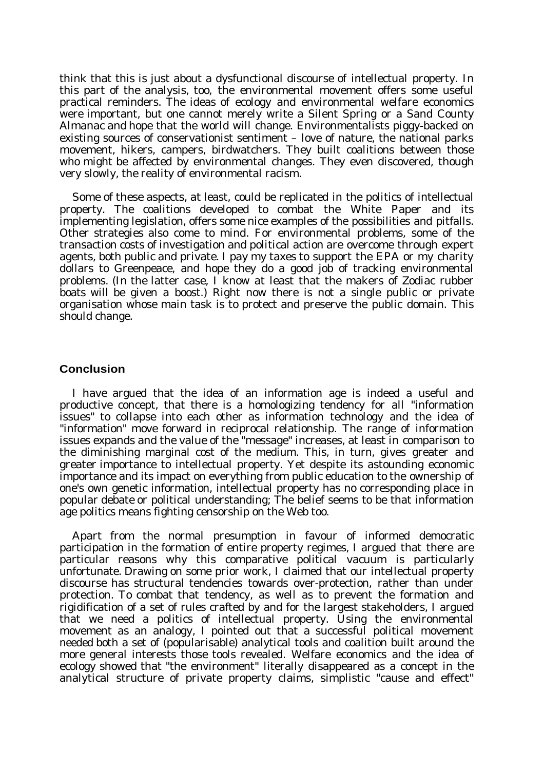think that this is just about a dysfunctional discourse of intellectual property. In this part of the analysis, too, the environmental movement offers some useful practical reminders. The ideas of ecology and environmental welfare economics were important, but one cannot merely write a Silent Spring or a Sand County Almanac and hope that the world will change. Environmentalists piggy-backed on existing sources of conservationist sentiment – love of nature, the national parks movement, hikers, campers, birdwatchers. They built coalitions between those who might be affected by environmental changes. They even discovered, though very slowly, the reality of environmental racism.

Some of these aspects, at least, could be replicated in the politics of intellectual property. The coalitions developed to combat the White Paper and its implementing legislation, offers some nice examples of the possibilities and pitfalls. Other strategies also come to mind. For environmental problems, some of the transaction costs of investigation and political action are overcome through expert agents, both public and private. I pay my taxes to support the EPA or my charity dollars to Greenpeace, and hope they do a good job of tracking environmental problems. (In the latter case, I know at least that the makers of Zodiac rubber boats will be given a boost.) Right now there is not a single public or private organisation whose main task is to protect and preserve the public domain. This should change.

## Conclusion

I have argued that the idea of an information age is indeed a useful and productive concept, that there is a homologizing tendency for all "information issues" to collapse into each other as information technology and the idea of "information" move forward in reciprocal relationship. The range of information issues expands and the value of the "message" increases, at least in comparison to the diminishing marginal cost of the medium. This, in turn, gives greater and greater importance to intellectual property. Yet despite its astounding economic importance and its impact on everything from public education to the ownership of one's own genetic information, intellectual property has no corresponding place in popular debate or political understanding; The belief seems to be that information age politics means fighting censorship on the Web too.

Apart from the normal presumption in favour of informed democratic participation in the formation of entire property regimes, I argued that there are particular reasons why this comparative political vacuum is particularly unfortunate. Drawing on some prior work, I claimed that our intellectual property discourse has structural tendencies towards over-protection, rather than under protection. To combat that tendency, as well as to prevent the formation and rigidification of a set of rules crafted by and for the largest stakeholders, I argued that we need a politics of intellectual property. Using the environmental movement as an analogy, I pointed out that a successful political movement needed both a set of (popularisable) analytical tools and coalition built around the more general interests those tools revealed. Welfare economics and the idea of ecology showed that "the environment" literally disappeared as a concept in the analytical structure of private property claims, simplistic "cause and effect"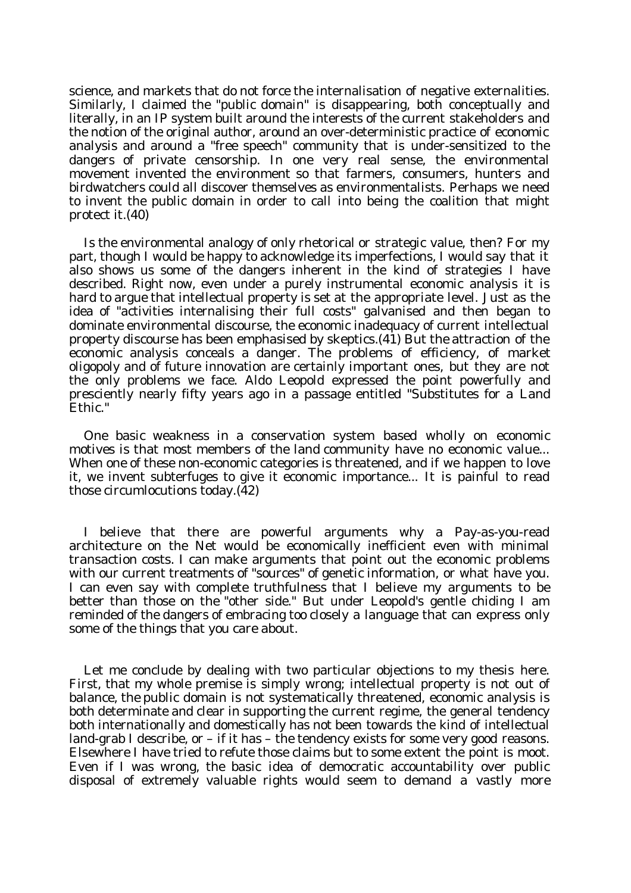science, and markets that do not force the internalisation of negative externalities. Similarly, I claimed the "public domain" is disappearing, both conceptually and literally, in an IP system built around the interests of the current stakeholders and the notion of the original author, around an over-deterministic practice of economic analysis and around a "free speech" community that is under-sensitized to the dangers of private censorship. In one very real sense, the environmental movement invented the environment so that farmers, consumers, hunters and birdwatchers could all discover themselves as environmentalists. Perhaps we need to invent the public domain in order to call into being the coalition that might protect it.(40)

Is the environmental analogy of only rhetorical or strategic value, then? For my part, though I would be happy to acknowledge its imperfections, I would say that it also shows us some of the dangers inherent in the kind of strategies I have described. Right now, even under a purely instrumental economic analysis it is hard to argue that intellectual property is set at the appropriate level. Just as the idea of "activities internalising their full costs" galvanised and then began to dominate environmental discourse, the economic inadequacy of current intellectual property discourse has been emphasised by skeptics.(41) But the attraction of the economic analysis conceals a danger. The problems of efficiency, of market oligopoly and of future innovation are certainly important ones, but they are not the only problems we face. Aldo Leopold expressed the point powerfully and presciently nearly fifty years ago in a passage entitled "Substitutes for a Land Ethic."

> One basic weakness in a conservation system based wholly on economic motives is that most members of the land community have no economic value... When one of these non-economic categories is threatened, and if we happen to love it, we invent subterfuges to give it economic importance... It is painful to read those circumlocutions today.(42)

I believe that there are powerful arguments why a Pay-as-you-read architecture on the Net would be economically inefficient even with minimal transaction costs. I can make arguments that point out the economic problems with our current treatments of "sources" of genetic information, or what have you. I can even say with complete truthfulness that I believe my arguments to be better than those on the "other side." But under Leopold's gentle chiding I am reminded of the dangers of embracing too closely a language that can express only some of the things that you care about.

Let me conclude by dealing with two particular objections to my thesis here. First, that my whole premise is simply wrong; intellectual property is not out of balance, the public domain is not systematically threatened, economic analysis is both determinate and clear in supporting the current regime, the general tendency both internationally and domestically has not been towards the kind of intellectual land-grab I describe, or – if it has – the tendency exists for some very good reasons. Elsewhere I have tried to refute those claims but to some extent the point is moot. Even if I was wrong, the basic idea of democratic accountability over public disposal of extremely valuable rights would seem to demand a vastly more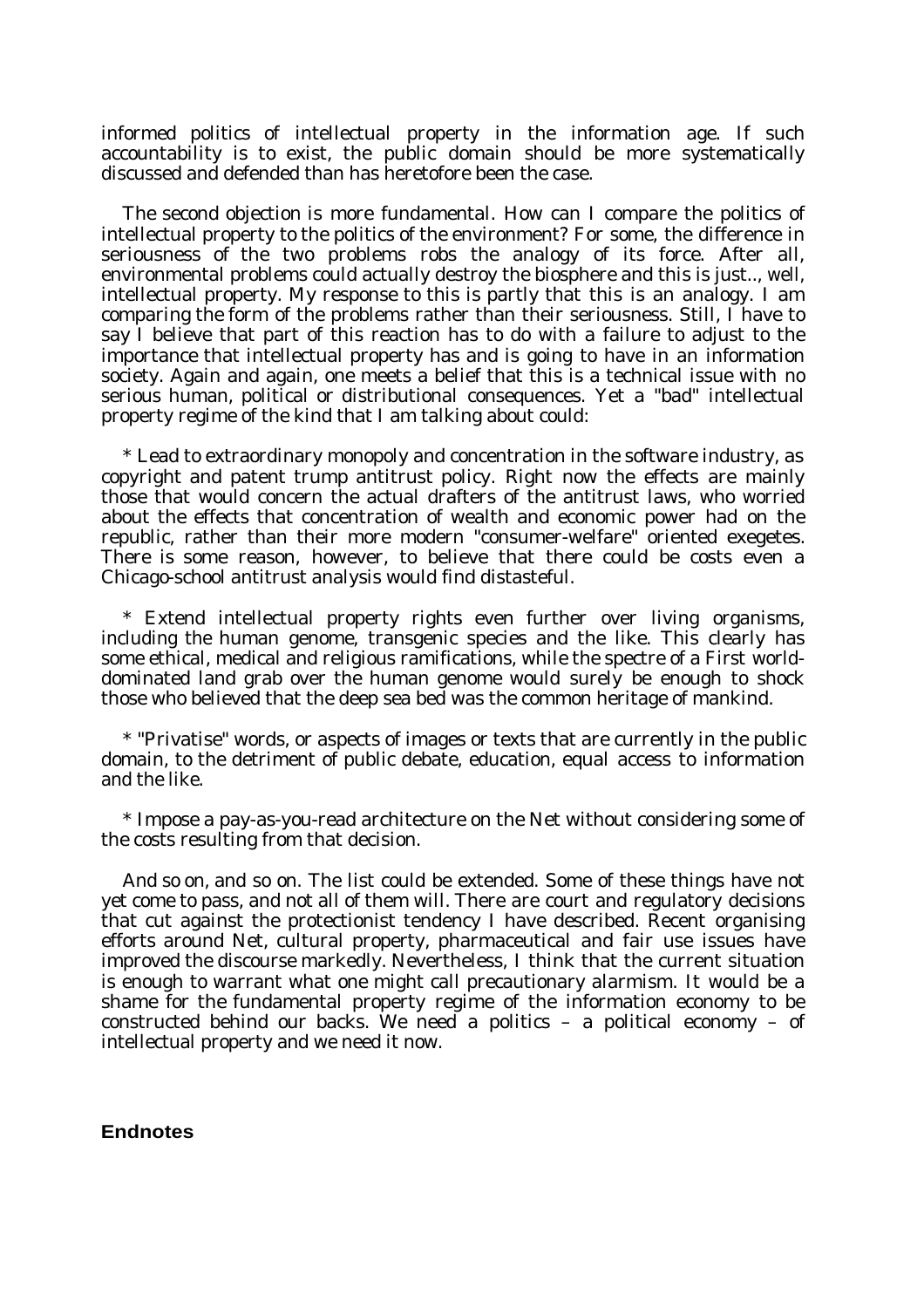informed politics of intellectual property in the information age. If such accountability is to exist, the public domain should be more systematically discussed and defended than has heretofore been the case.

The second objection is more fundamental. How can I compare the politics of intellectual property to the politics of the environment? For some, the difference in seriousness of the two problems robs the analogy of its force. After all, environmental problems could actually destroy the biosphere and this is just.., well, intellectual property. My response to this is partly that this is an analogy. I am comparing the form of the problems rather than their seriousness. Still, I have to say I believe that part of this reaction has to do with a failure to adjust to the importance that intellectual property has and is going to have in an information society. Again and again, one meets a belief that this is a technical issue with no serious human, political or distributional consequences. Yet a "bad" intellectual property regime of the kind that I am talking about could:

* Lead to extraordinary monopoly and concentration in the software industry, as copyright and patent trump antitrust policy. Right now the effects are mainly those that would concern the actual drafters of the antitrust laws, who worried about the effects that concentration of wealth and economic power had on the republic, rather than their more modern "consumer-welfare" oriented exegetes. There is some reason, however, to believe that there could be costs even a Chicago-school antitrust analysis would find distasteful.

* Extend intellectual property rights even further over living organisms, including the human genome, transgenic species and the like. This clearly has some ethical, medical and religious ramifications, while the spectre of a First world-dominated land grab over the human genome would surely be enough to shock those who believed that the deep sea bed was the common heritage of mankind.

* "Privatise" words, or aspects of images or texts that are currently in the public domain, to the detriment of public debate, education, equal access to information and the like.

* Impose a pay-as-you-read architecture on the Net without considering some of the costs resulting from that decision.

And so on, and so on. The list could be extended. Some of these things have not yet come to pass, and not all of them will. There are court and regulatory decisions that cut against the protectionist tendency I have described. Recent organising efforts around Net, cultural property, pharmaceutical and fair use issues have improved the discourse markedly. Nevertheless, I think that the current situation is enough to warrant what one might call precautionary alarmism. It would be a shame for the fundamental property regime of the information economy to be constructed behind our backs. We need a politics – a political economy – of intellectual property and we need it now.

## Endnotes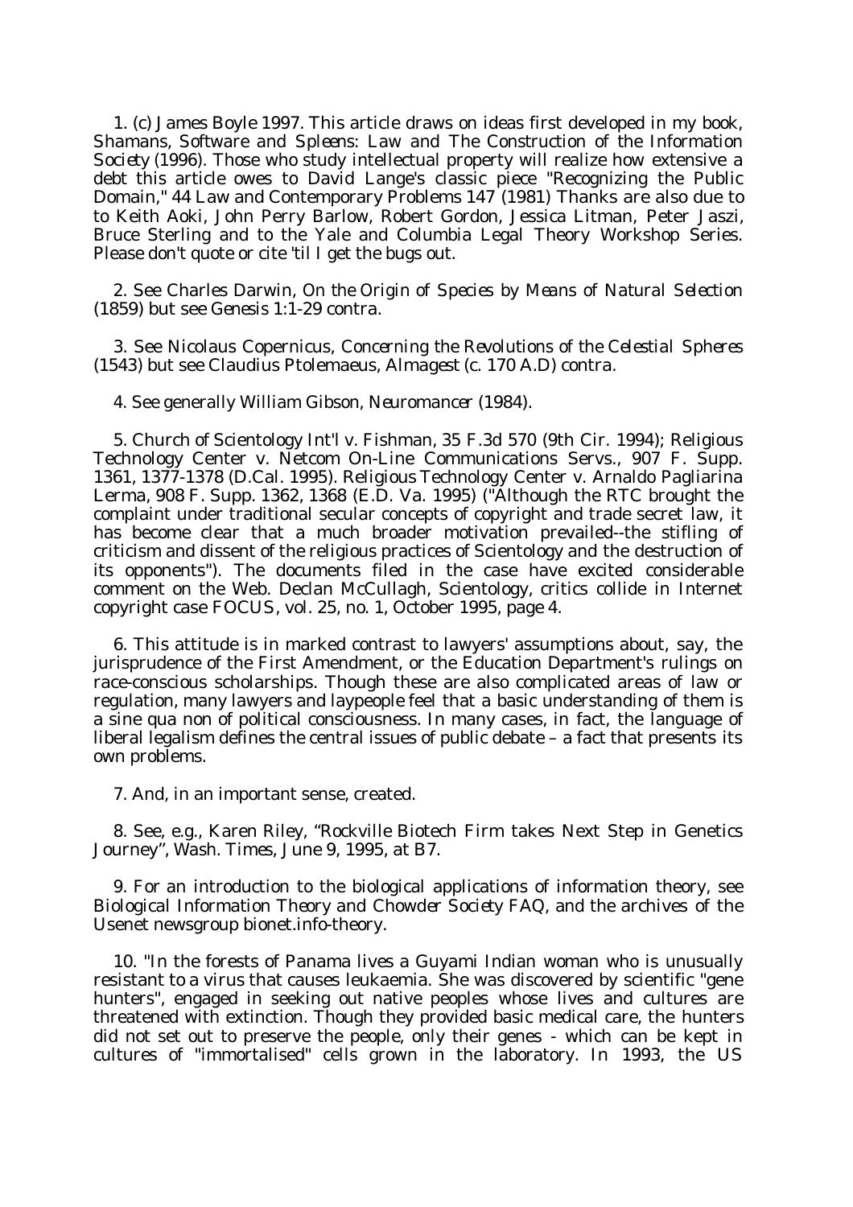1. (c) James Boyle 1997. This article draws on ideas first developed in my book, *Shamans, Software and Spleens: Law and The Construction of the Information Society* (1996). Those who study intellectual property will realize how extensive a debt this article owes to David Lange's classic piece "Recognizing the Public Domain," 44 Law and Contemporary Problems 147 (1981) Thanks are also due to to Keith Aoki, John Perry Barlow, Robert Gordon, Jessica Litman, Peter Jaszi, Bruce Sterling and to the Yale and Columbia Legal Theory Workshop Series. Please don't quote or cite 'til I get the bugs out.

2. See Charles Darwin, *On the Origin of Species by Means of Natural Selection* (1859) but see *Genesis* 1:1-29 contra.

3. See Nicolaus Copernicus, *Concerning the Revolutions of the Celestial Spheres* (1543) but see Claudius Ptolemaeus, *Almagest* (c. 170 A.D) contra.

4. See generally William Gibson, *Neuromancer* (1984).

5. Church of Scientology Int'l v. Fishman, 35 F.3d 570 (9th Cir. 1994); Religious Technology Center v. Netcom On-Line Communications Servs., 907 F. Supp. 1361, 1377-1378 (D.Cal. 1995). Religious Technology Center v. Arnaldo Pagliarina Lerma, 908 F. Supp. 1362, 1368 (E.D. Va. 1995) ("Although the RTC brought the complaint under traditional secular concepts of copyright and trade secret law, it has become clear that a much broader motivation prevailed--the stifling of criticism and dissent of the religious practices of Scientology and the destruction of its opponents"). The documents filed in the case have excited considerable comment on the Web. Declan McCullagh, Scientology, critics collide in Internet copyright case FOCUS, vol. 25, no. 1, October 1995, page 4.

6. This attitude is in marked contrast to lawyers' assumptions about, say, the jurisprudence of the First Amendment, or the Education Department's rulings on race-conscious scholarships. Though these are also complicated areas of law or regulation, many lawyers and laypeople feel that a basic understanding of them is a sine qua non of political consciousness. In many cases, in fact, the language of liberal legalism defines the central issues of public debate – a fact that presents its own problems.

7. And, in an important sense, created.

8. See, e.g., Karen Riley, "Rockville Biotech Firm takes Next Step in Genetics Journey", *Wash. Times*, June 9, 1995, at B7.

9. For an introduction to the biological applications of information theory, see *Biological Information Theory and Chowder Society FAQ*, and the archives of the Usenet newsgroup bionet.info-theory.

10. "In the forests of Panama lives a Guyami Indian woman who is unusually resistant to a virus that causes leukaemia. She was discovered by scientific "gene hunters", engaged in seeking out native peoples whose lives and cultures are threatened with extinction. Though they provided basic medical care, the hunters did not set out to preserve the people, only their genes - which can be kept in cultures of "immortalised" cells grown in the laboratory. In 1993, the US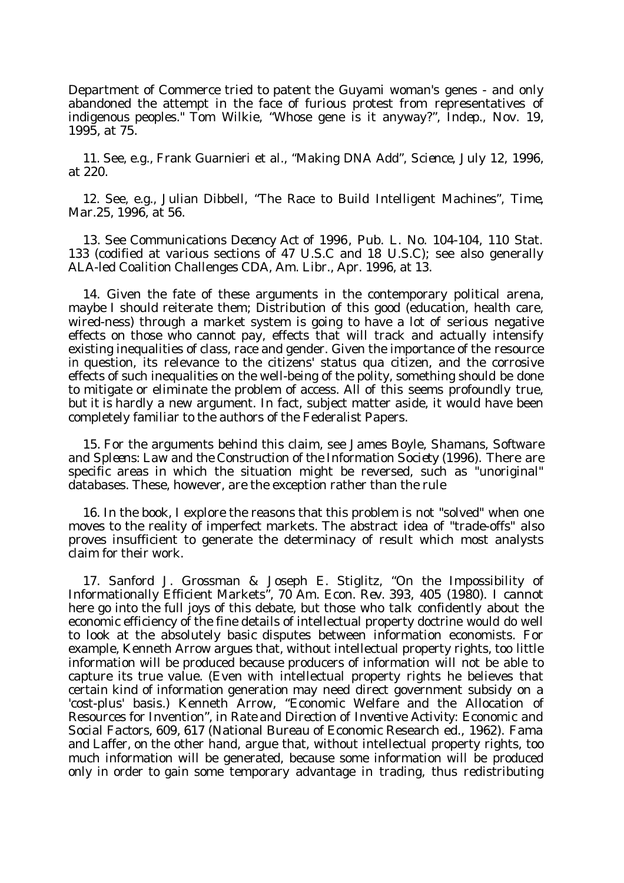Department of Commerce tried to patent the Guyami woman's genes - and only abandoned the attempt in the face of furious protest from representatives of indigenous peoples." Tom Wilkie, "Whose gene is it anyway?", *Indep.*, Nov. 19, 1995, at 75.

11. See, e.g., Frank Guarnieri et al., "Making DNA Add", *Science*, July 12, 1996, at 220.

12. See, e.g., Julian Dibbell, "The Race to Build Intelligent Machines", *Time*, Mar.25, 1996, at 56.

13. See *Communications Decency Act of 1996*, Pub. L. No. 104-104, 110 Stat. 133 (codified at various sections of 47 U.S.C and 18 U.S.C); see also generally ALA-led Coalition Challenges CDA, Am. Libr., Apr. 1996, at 13.

14. Given the fate of these arguments in the contemporary political arena, maybe I should reiterate them; Distribution of this good (education, health care, wired-ness) through a market system is going to have a lot of serious negative effects on those who cannot pay, effects that will track and actually intensify existing inequalities of class, race and gender. Given the importance of the resource in question, its relevance to the citizens' status qua citizen, and the corrosive effects of such inequalities on the well-being of the polity, something should be done to mitigate or eliminate the problem of access. All of this seems profoundly true, but it is hardly a new argument. In fact, subject matter aside, it would have been completely familiar to the authors of the Federalist Papers.

15. For the arguments behind this claim, see James Boyle, *Shamans, Software and Spleens: Law and the Construction of the Information Society* (1996). There are specific areas in which the situation might be reversed, such as "unoriginal" databases. These, however, are the exception rather than the rule

16. In the book, I explore the reasons that this problem is not "solved" when one moves to the reality of imperfect markets. The abstract idea of "trade-offs" also proves insufficient to generate the determinacy of result which most analysts claim for their work.

17. Sanford J. Grossman & Joseph E. Stiglitz, "On the Impossibility of Informationally Efficient Markets", 70 *Am. Econ. Rev.* 393, 405 (1980). I cannot here go into the full joys of this debate, but those who talk confidently about the economic efficiency of the fine details of intellectual property doctrine would do well to look at the absolutely basic disputes between information economists. For example, Kenneth Arrow argues that, without intellectual property rights, too little information will be produced because producers of information will not be able to capture its true value. (Even with intellectual property rights he believes that certain kind of information generation may need direct government subsidy on a 'cost-plus' basis.) Kenneth Arrow, "Economic Welfare and the Allocation of Resources for Invention", in *Rate and Direction of Inventive Activity: Economic and Social Factors*, 609, 617 (National Bureau of Economic Research ed., 1962). Fama and Laffer, on the other hand, argue that, without intellectual property rights, too much information will be generated, because some information will be produced only in order to gain some temporary advantage in trading, thus redistributing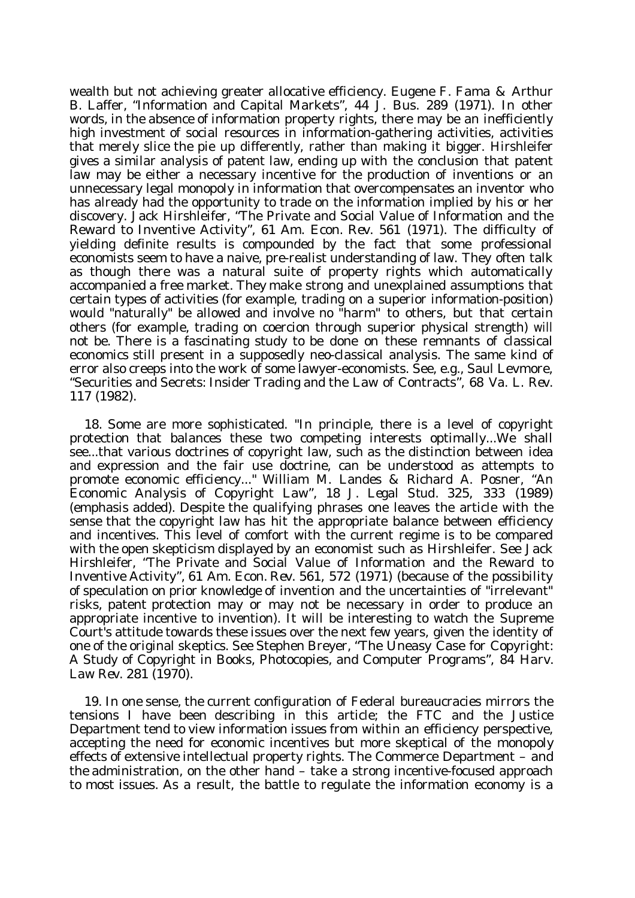wealth but not achieving greater allocative efficiency. Eugene F. Fama & Arthur B. Laffer, "Information and Capital Markets", 44 J. Bus. 289 (1971). In other words, in the absence of information property rights, there may be an inefficiently high investment of social resources in information-gathering activities, activities that merely slice the pie up differently, rather than making it bigger. Hirshleifer gives a similar analysis of patent law, ending up with the conclusion that patent law may be either a necessary incentive for the production of inventions or an unnecessary legal monopoly in information that overcompensates an inventor who has already had the opportunity to trade on the information implied by his or her discovery. Jack Hirshleifer, "The Private and Social Value of Information and the Reward to Inventive Activity", 61 Am. Econ. Rev. 561 (1971). The difficulty of yielding definite results is compounded by the fact that some professional economists seem to have a naive, pre-realist understanding of law. They often talk as though there was a natural suite of property rights which automatically accompanied a free market. They make strong and unexplained assumptions that certain types of activities (for example, trading on a superior information-position) would "naturally" be allowed and involve no "harm" to others, but that certain others (for example, trading on coercion through superior physical strength) will not be. There is a fascinating study to be done on these remnants of classical economics still present in a supposedly neo-classical analysis. The same kind of error also creeps into the work of some lawyer-economists. See, e.g., Saul Levmore, "Securities and Secrets: Insider Trading and the Law of Contracts", 68 Va. L. Rev. 117 (1982).

18. Some are more sophisticated. "In principle, there is a level of copyright protection that balances these two competing interests optimally...We shall see...that various doctrines of copyright law, such as the distinction between idea and expression and the fair use doctrine, can be understood as attempts to promote economic efficiency..." William M. Landes & Richard A. Posner, "An Economic Analysis of Copyright Law", 18 J. Legal Stud. 325, 333 (1989) (emphasis added). Despite the qualifying phrases one leaves the article with the sense that the copyright law has hit the appropriate balance between efficiency and incentives. This level of comfort with the current regime is to be compared with the open skepticism displayed by an economist such as Hirshleifer. See Jack Hirshleifer, "The Private and Social Value of Information and the Reward to Inventive Activity", 61 Am. Econ. Rev. 561, 572 (1971) (because of the possibility of speculation on prior knowledge of invention and the uncertainties of "irrelevant" risks, patent protection may or may not be necessary in order to produce an appropriate incentive to invention). It will be interesting to watch the Supreme Court's attitude towards these issues over the next few years, given the identity of one of the original skeptics. See Stephen Breyer, "The Uneasy Case for Copyright: A Study of Copyright in Books, Photocopies, and Computer Programs", 84 Harv. Law Rev. 281 (1970).

19. In one sense, the current configuration of Federal bureaucracies mirrors the tensions I have been describing in this article; the FTC and the Justice Department tend to view information issues from within an efficiency perspective, accepting the need for economic incentives but more skeptical of the monopoly effects of extensive intellectual property rights. The Commerce Department – and the administration, on the other hand – take a strong incentive-focused approach to most issues. As a result, the battle to regulate the information economy is a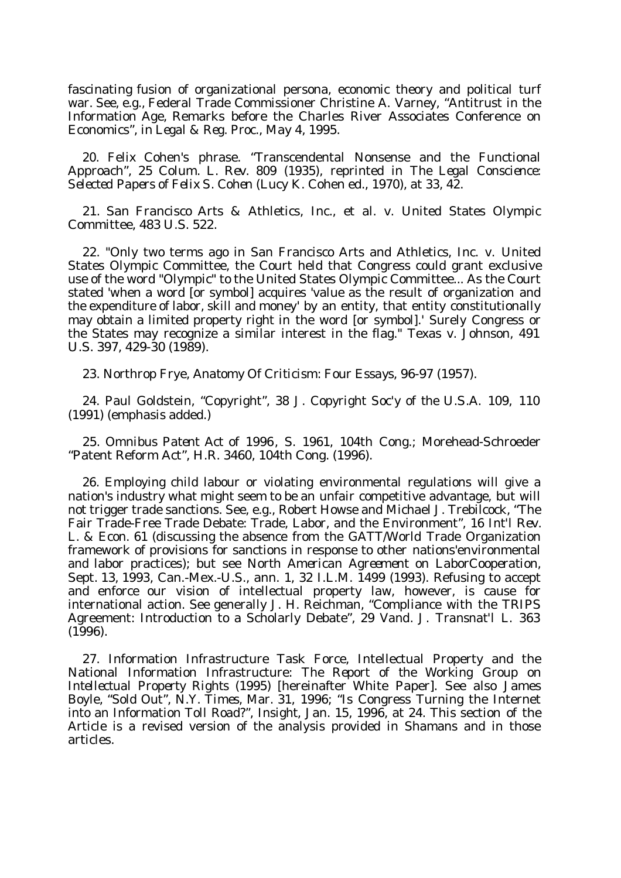fascinating fusion of organizational persona, economic theory and political turf war. See, e.g., Federal Trade Commissioner Christine A. Varney, "Antitrust in the Information Age, Remarks before the Charles River Associates Conference on Economics", in *Legal & Reg. Proc.*, May 4, 1995.

20. Felix Cohen's phrase. "Transcendental Nonsense and the Functional Approach", 25 Colum. L. Rev. 809 (1935), reprinted in *The Legal Conscience: Selected Papers of Felix S. Cohen* (Lucy K. Cohen ed., 1970), at 33, 42.

21. San Francisco Arts & Athletics, Inc., et al. v. United States Olympic Committee, 483 U.S. 522.

22. "Only two terms ago in San Francisco Arts and Athletics, Inc. v. United States Olympic Committee, the Court held that Congress could grant exclusive use of the word "Olympic" to the United States Olympic Committee... As the Court stated 'when a word [or symbol] acquires 'value as the result of organization and the expenditure of labor, skill and money' by an entity, that entity constitutionally may obtain a limited property right in the word [or symbol].' Surely Congress or the States may recognize a similar interest in the flag." Texas v. Johnson, 491 U.S. 397, 429-30 (1989).

23. Northrop Frye, Anatomy Of Criticism: Four Essays, 96-97 (1957).

24. Paul Goldstein, "Copyright", 38 J. Copyright Soc'y of the U.S.A. 109, 110 (1991) (emphasis added.)

25. Omnibus Patent Act of 1996, S. 1961, 104th Cong.; Morehead-Schroeder "Patent Reform Act", H.R. 3460, 104th Cong. (1996).

26. Employing child labour or violating environmental regulations will give a nation's industry what might seem to be an unfair competitive advantage, but will not trigger trade sanctions. See, e.g., Robert Howse and Michael J. Trebilcock, "The Fair Trade-Free Trade Debate: Trade, Labor, and the Environment", 16 Int'l Rev. L. & Econ. 61 (discussing the absence from the GATT/World Trade Organization framework of provisions for sanctions in response to other nations'environmental and labor practices); but see *North American Agreement on LaborCooperation*, Sept. 13, 1993, Can.-Mex.-U.S., ann. 1, 32 I.L.M. 1499 (1993). Refusing to accept and enforce our vision of intellectual property law, however, is cause for international action. See generally J. H. Reichman, "Compliance with the TRIPS Agreement: Introduction to a Scholarly Debate", 29 Vand. J. Transnat'l L. 363 (1996).

27. Information Infrastructure Task Force, *Intellectual Property and the National Information Infrastructure: The Report of the Working Group on Intellectual Property Rights* (1995) [hereinafter White Paper]. See also James Boyle, "Sold Out", *N.Y. Times*, Mar. 31, 1996; "Is Congress Turning the Internet into an Information Toll Road?", Insight, Jan. 15, 1996, at 24. This section of the Article is a revised version of the analysis provided in Shamans and in those articles.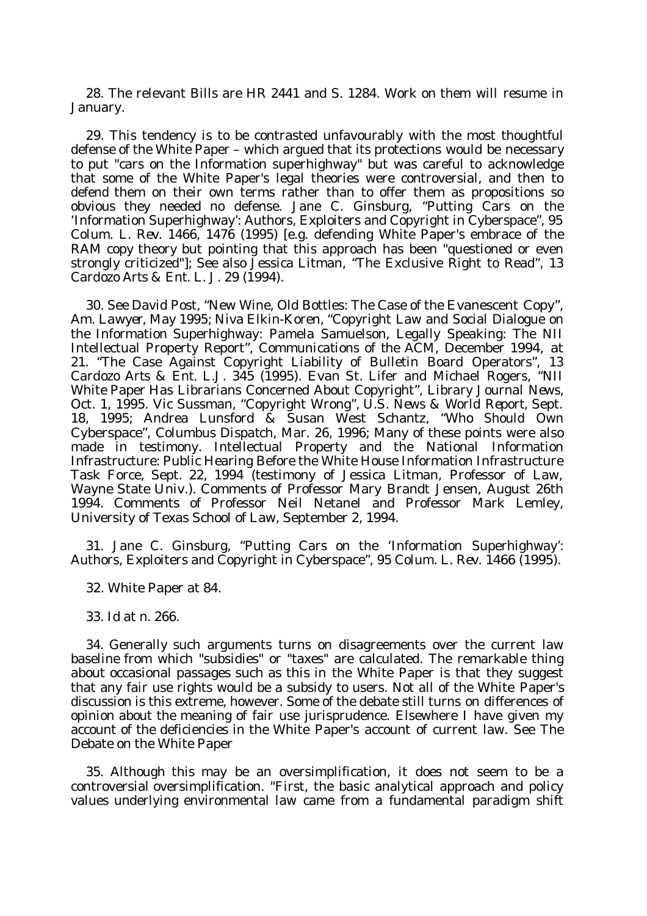28. The relevant Bills are HR 2441 and S. 1284. Work on them will resume in January.

29. This tendency is to be contrasted unfavourably with the most thoughtful defense of the White Paper – which argued that its protections would be necessary to put "cars on the Information superhighway" but was careful to acknowledge that some of the White Paper's legal theories were controversial, and then to defend them on their own terms rather than to offer them as propositions so obvious they needed no defense. Jane C. Ginsburg, "Putting Cars on the 'Information Superhighway': Authors, Exploiters and Copyright in Cyberspace", 95 Colum. L. Rev. 1466, 1476 (1995) [e.g. defending White Paper's embrace of the RAM copy theory but pointing that this approach has been "questioned or even strongly criticized"]; See also Jessica Litman, "The Exclusive Right to Read", 13 Cardozo Arts & Ent. L. J. 29 (1994).

30. See David Post, "New Wine, Old Bottles: The Case of the Evanescent Copy", Am. Lawyer, May 1995; Niva Elkin-Koren, "Copyright Law and Social Dialogue on the Information Superhighway: Pamela Samuelson, Legally Speaking: The NII Intellectual Property Report", Communications of the ACM, December 1994, at 21. "The Case Against Copyright Liability of Bulletin Board Operators", 13 Cardozo Arts & Ent. L.J. 345 (1995). Evan St. Lifer and Michael Rogers, "NII White Paper Has Librarians Concerned About Copyright", Library Journal News, Oct. 1, 1995. Vic Sussman, "Copyright Wrong", U.S. News & World Report, Sept. 18, 1995; Andrea Lunsford & Susan West Schantz, "Who Should Own Cyberspace", Columbus Dispatch, Mar. 26, 1996; Many of these points were also made in testimony. Intellectual Property and the National Information Infrastructure: Public Hearing Before the White House Information Infrastructure Task Force, Sept. 22, 1994 (testimony of Jessica Litman, Professor of Law, Wayne State Univ.). Comments of Professor Mary Brandt Jensen, August 26th 1994. Comments of Professor Neil Netanel and Professor Mark Lemley, University of Texas School of Law, September 2, 1994.

31. Jane C. Ginsburg, "Putting Cars on the 'Information Superhighway': Authors, Exploiters and Copyright in Cyberspace", 95 Colum. L. Rev. 1466 (1995).

32. White Paper at 84.

33. Id at n. 266.

34. Generally such arguments turns on disagreements over the current law baseline from which "subsidies" or "taxes" are calculated. The remarkable thing about occasional passages such as this in the White Paper is that they suggest that any fair use rights would be a subsidy to users. Not all of the White Paper's discussion is this extreme, however. Some of the debate still turns on differences of opinion about the meaning of fair use jurisprudence. Elsewhere I have given my account of the deficiencies in the White Paper's account of current law. See The Debate on the White Paper

35. Although this may be an oversimplification, it does not seem to be a controversial oversimplification. "First, the basic analytical approach and policy values underlying environmental law came from a fundamental paradigm shift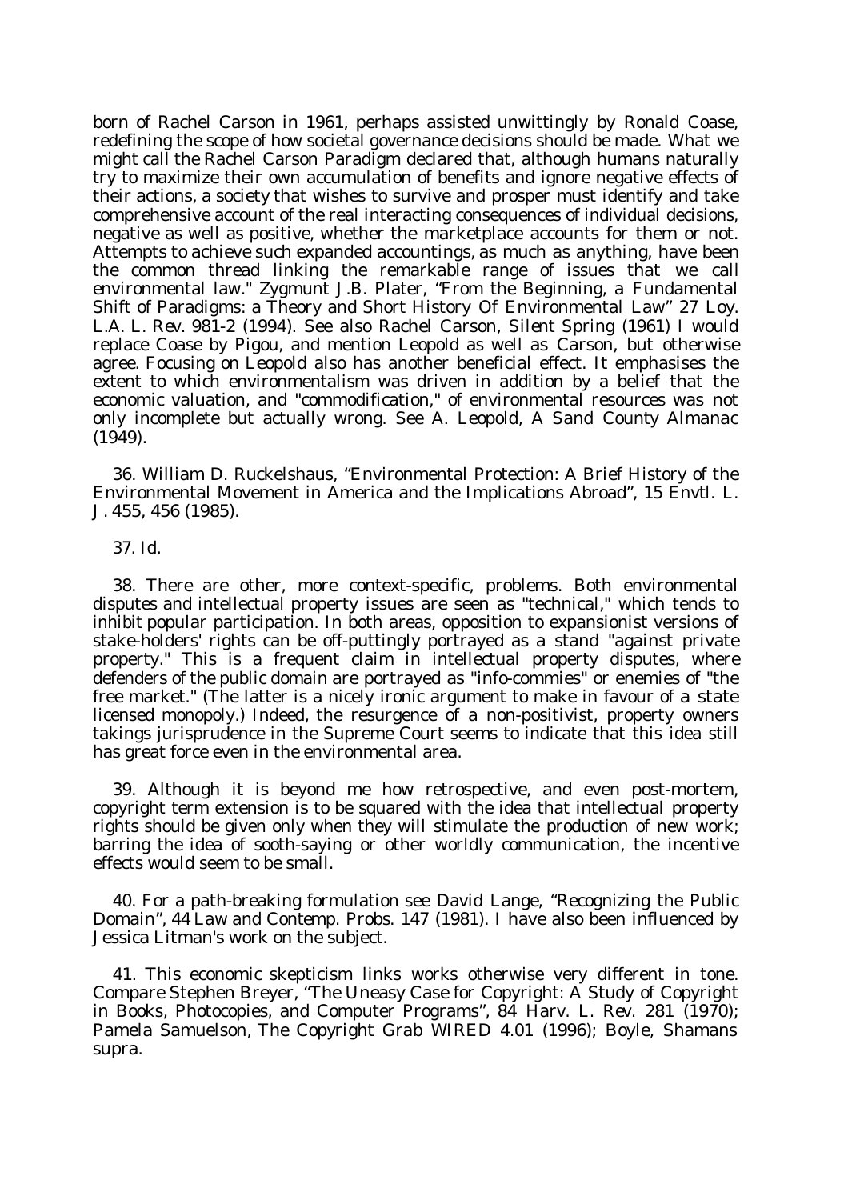born of Rachel Carson in 1961, perhaps assisted unwittingly by Ronald Coase, redefining the scope of how societal governance decisions should be made. What we might call the Rachel Carson Paradigm declared that, although humans naturally try to maximize their own accumulation of benefits and ignore negative effects of their actions, a society that wishes to survive and prosper must identify and take comprehensive account of the real interacting consequences of individual decisions, negative as well as positive, whether the marketplace accounts for them or not. Attempts to achieve such expanded accountings, as much as anything, have been the common thread linking the remarkable range of issues that we call environmental law." Zygmunt J.B. Plater, "From the Beginning, a Fundamental Shift of Paradigms: a Theory and Short History Of Environmental Law" 27 Loy. L.A. L. Rev. 981-2 (1994). See also Rachel Carson, Silent Spring (1961) I would replace Coase by Pigou, and mention Leopold as well as Carson, but otherwise agree. Focusing on Leopold also has another beneficial effect. It emphasises the extent to which environmentalism was driven in addition by a belief that the economic valuation, and "commodification," of environmental resources was not only incomplete but actually wrong. See A. Leopold, A Sand County Almanac (1949).

36. William D. Ruckelshaus, "Environmental Protection: A Brief History of the Environmental Movement in America and the Implications Abroad", 15 Envtl. L. J. 455, 456 (1985).

37. Id.

38. There are other, more context-specific, problems. Both environmental disputes and intellectual property issues are seen as "technical," which tends to inhibit popular participation. In both areas, opposition to expansionist versions of stake-holders' rights can be off-puttingly portrayed as a stand "against private property." This is a frequent claim in intellectual property disputes, where defenders of the public domain are portrayed as "info-commies" or enemies of "the free market." (The latter is a nicely ironic argument to make in favour of a state licensed monopoly.) Indeed, the resurgence of a non-positivist, property owners takings jurisprudence in the Supreme Court seems to indicate that this idea still has great force even in the environmental area.

39. Although it is beyond me how retrospective, and even post-mortem, copyright term extension is to be squared with the idea that intellectual property rights should be given only when they will stimulate the production of new work; barring the idea of sooth-saying or other worldly communication, the incentive effects would seem to be small.

40. For a path-breaking formulation see David Lange, "Recognizing the Public Domain", 44 Law and Contemp. Probs. 147 (1981). I have also been influenced by Jessica Litman's work on the subject.

41. This economic skepticism links works otherwise very different in tone. Compare Stephen Breyer, "The Uneasy Case for Copyright: A Study of Copyright in Books, Photocopies, and Computer Programs", 84 Harv. L. Rev. 281 (1970); Pamela Samuelson, The Copyright Grab WIRED 4.01 (1996); Boyle, Shamans supra.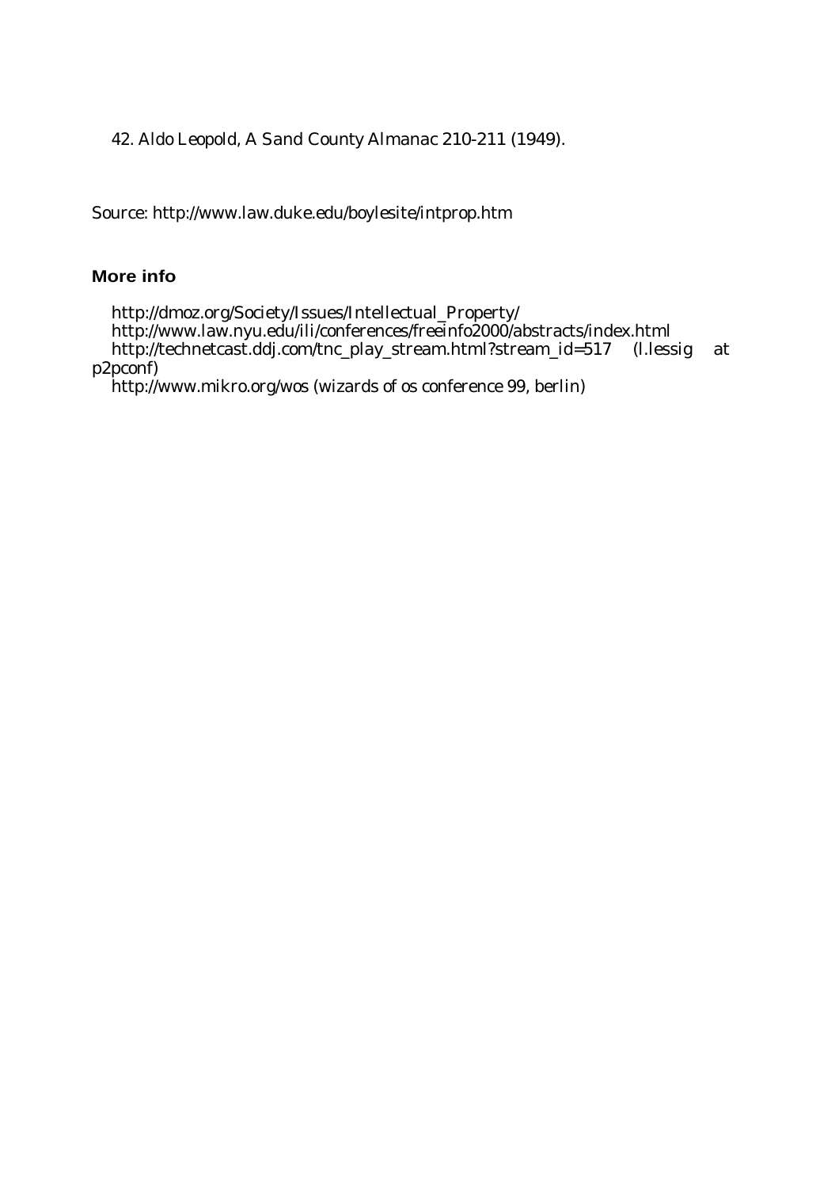42. Aldo Leopold, A Sand County Almanac 210-211 (1949).

Source: http://www.law.duke.edu/boylesite/intprop.htm

**More info**

http://dmoz.org/Society/Issues/Intellectual_Property/
http://www.law.nyu.edu/ili/conferences/freeinfo2000/abstracts/index.html
http://technetcast.ddj.com/tnc_play_stream.html?stream_id=517 (l.lessig at p2pconf)
http://www.mikro.org/wos (wizards of os conference 99, berlin)